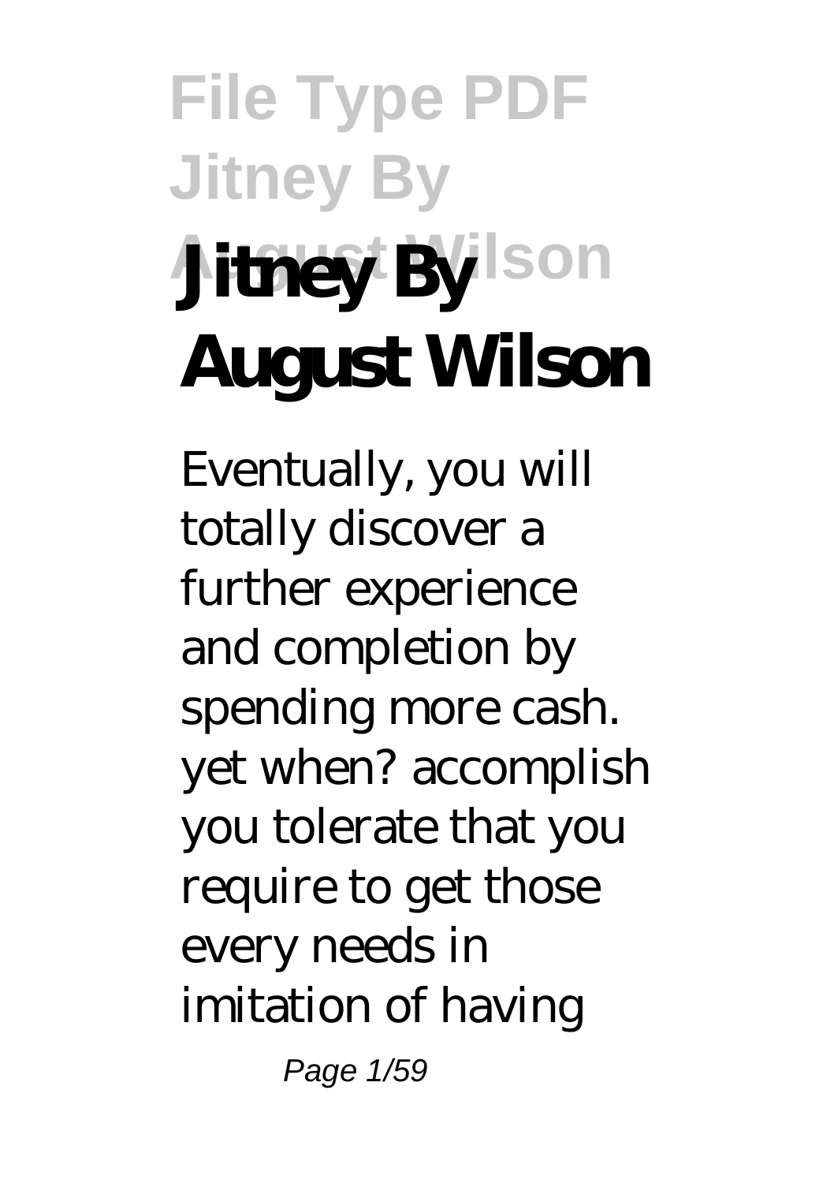# Jitney By August Wilson

Eventually, you will totally discover a further experience and completion by spending more cash. yet when? accomplish you tolerate that you require to get those every needs in imitation of having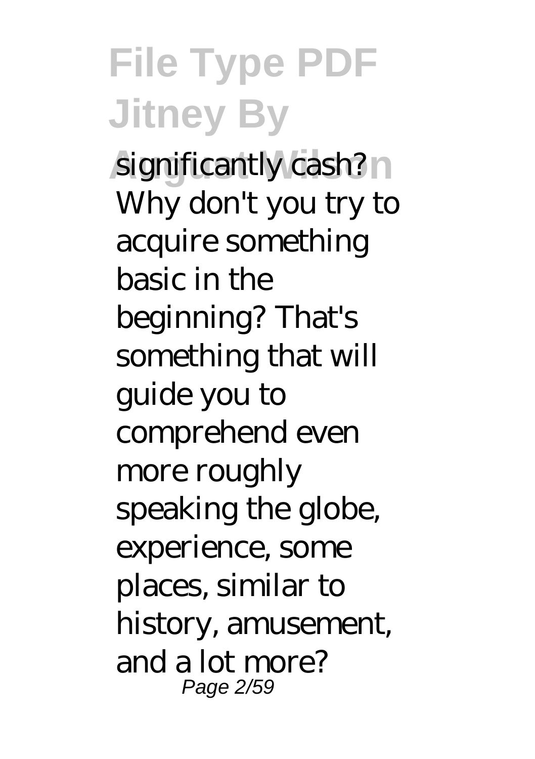significantly cash? Why don't you try to acquire something basic in the beginning? That's something that will guide you to comprehend even more roughly speaking the globe, experience, some places, similar to history, amusement, and a lot more?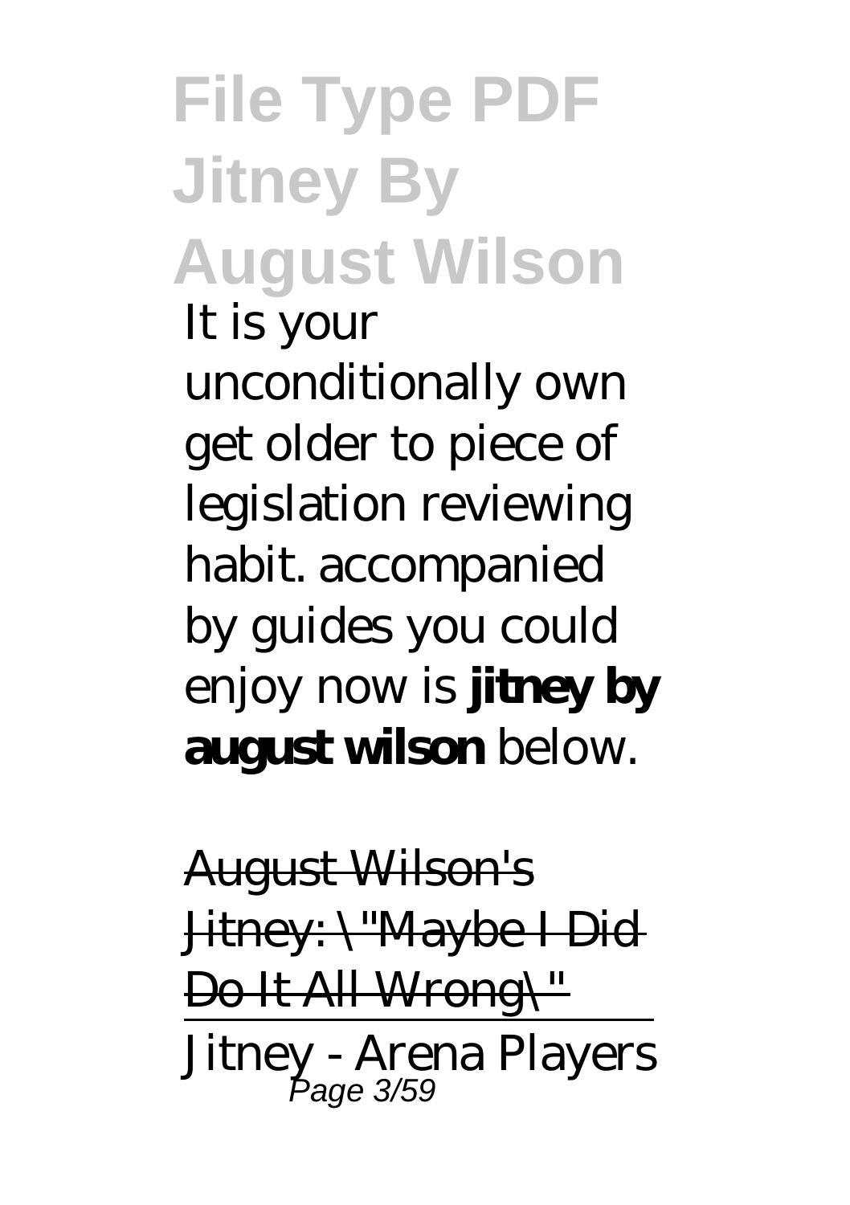# File Type PDF Jitney By August Wilson

It is your unconditionally own get older to piece of legislation reviewing habit. accompanied by guides you could enjoy now is **jitney by august wilson** below.

~~August Wilson's Jitney: \"Maybe I Did Do It All Wrong\"~~

Jitney - Arena Players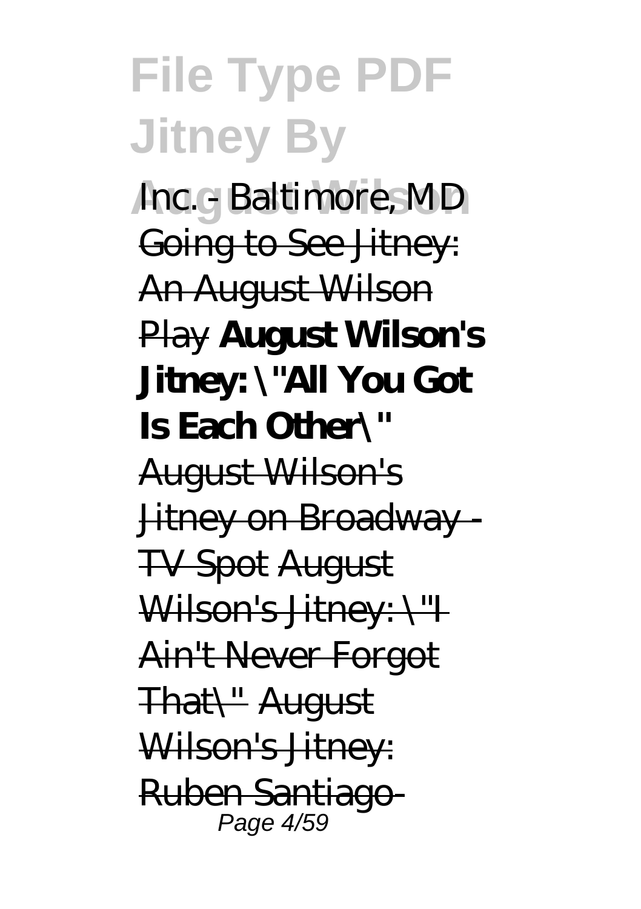*Inc. - Baltimore, MD* Going to See Jitney: An August Wilson Play **August Wilson's Jitney: \"All You Got Is Each Other\"** August Wilson's Jitney on Broadway - TV Spot August Wilson's Jitney: \"I Ain't Never Forgot That\" August Wilson's Jitney: Ruben Santiago-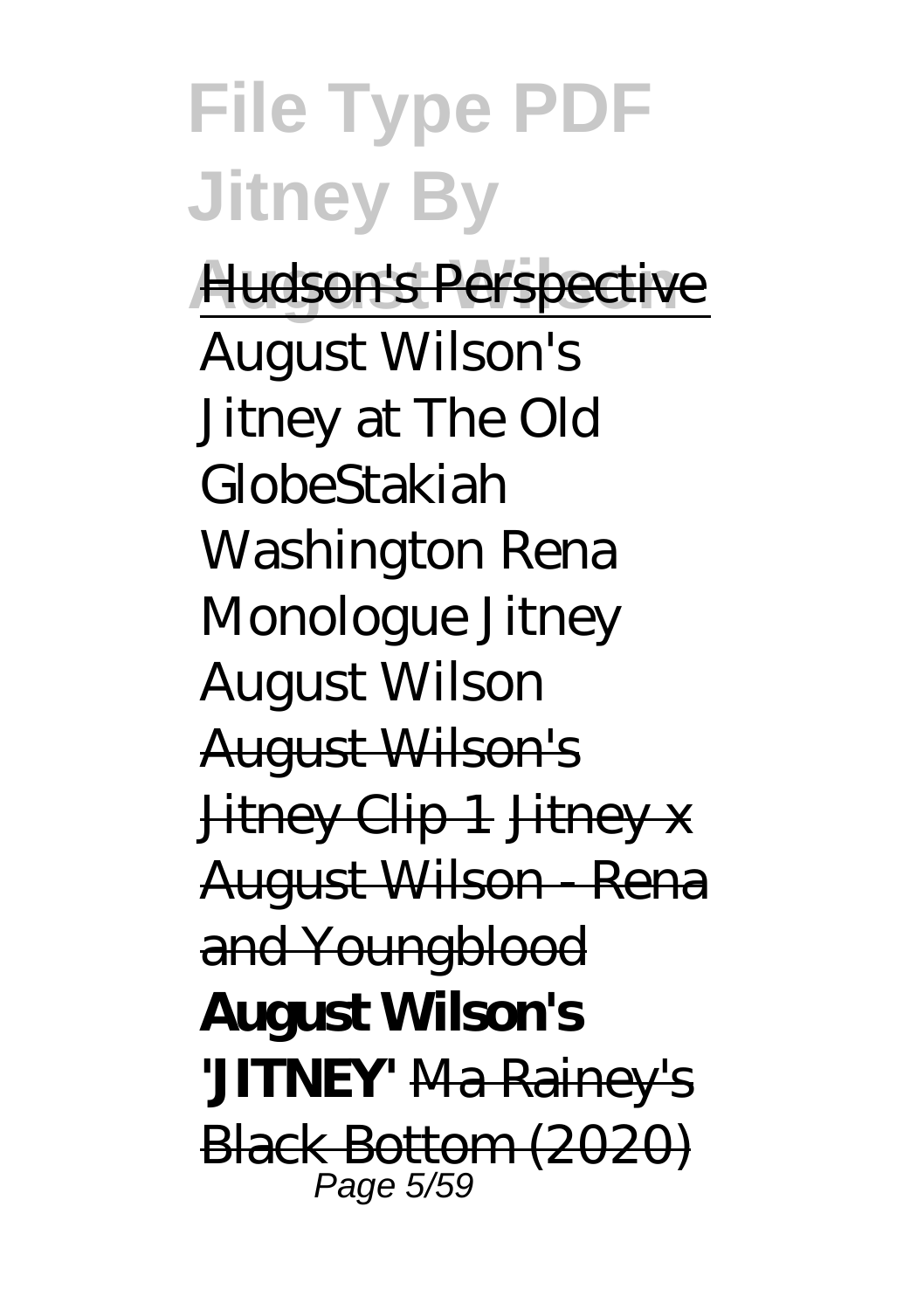Hudson's Perspective

*August Wilson's Jitney at The Old GlobeStakiah Washington Rena Monologue Jitney August Wilson*

August Wilson's Jitney Clip 1 Jitney x August Wilson - Rena and Youngblood **August Wilson's 'JITNEY'** Ma Rainey's Black Bottom (2020)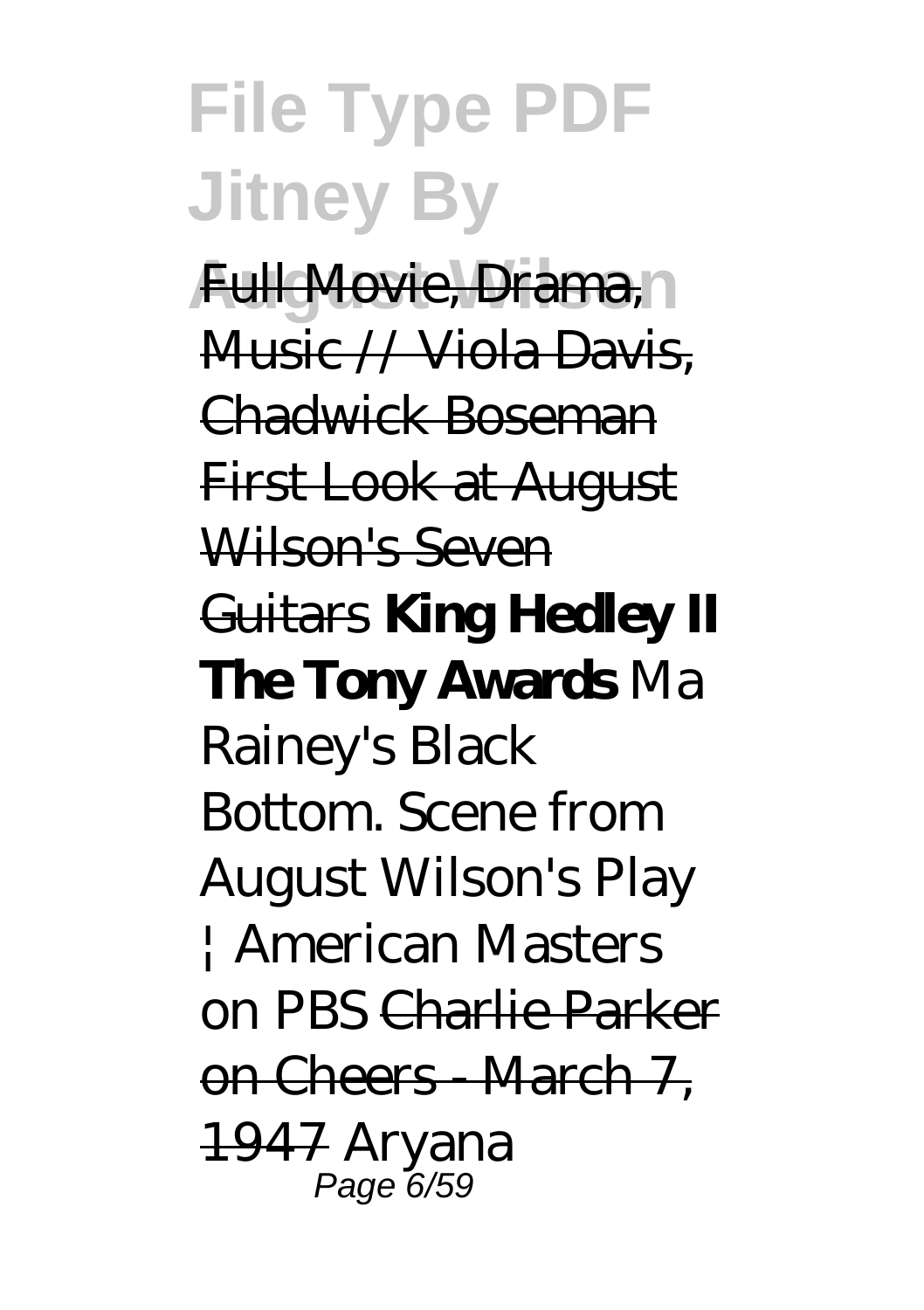Full Movie, Drama, Music // Viola Davis, Chadwick Boseman First Look at August Wilson's Seven Guitars **King Hedley II The Tony Awards** *Ma Rainey's Black Bottom. Scene from August Wilson's Play | American Masters on PBS* Charlie Parker on Cheers - March 7, 1947 *Aryana*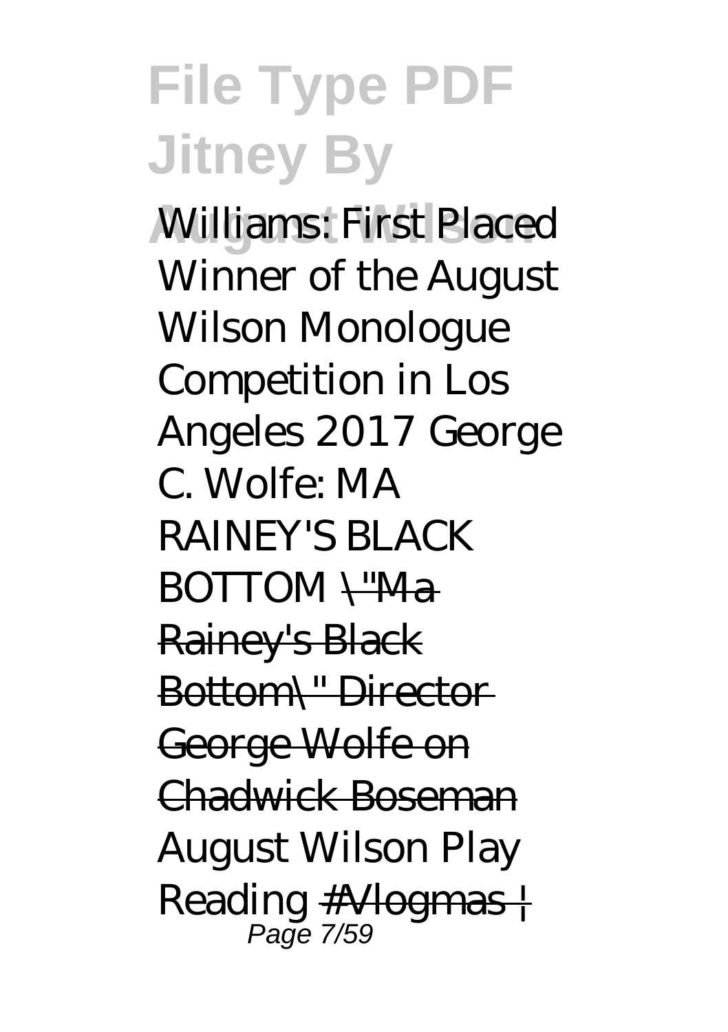*Williams: First Placed Winner of the August Wilson Monologue Competition in Los Angeles 2017 George C. Wolfe: MA RAINEY'S BLACK BOTTOM* ~~\"Ma Rainey's Black Bottom\" Director George Wolfe on Chadwick Boseman~~ *August Wilson Play Reading* ~~#Vlogmas |~~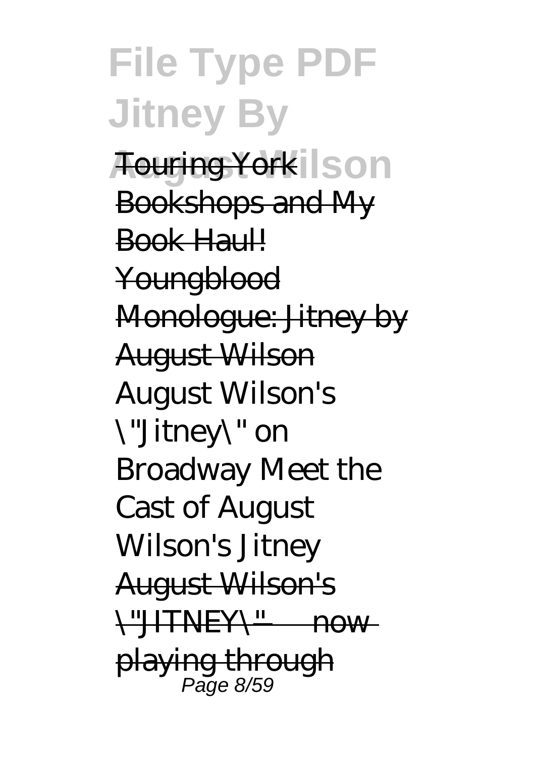Touring York Bookshops and My Book Haul!

Youngblood Monologue: Jitney by August Wilson

*August Wilson's \"Jitney\" on Broadway* *Meet the Cast of August Wilson's Jitney*

August Wilson's \"JITNEY\" — now playing through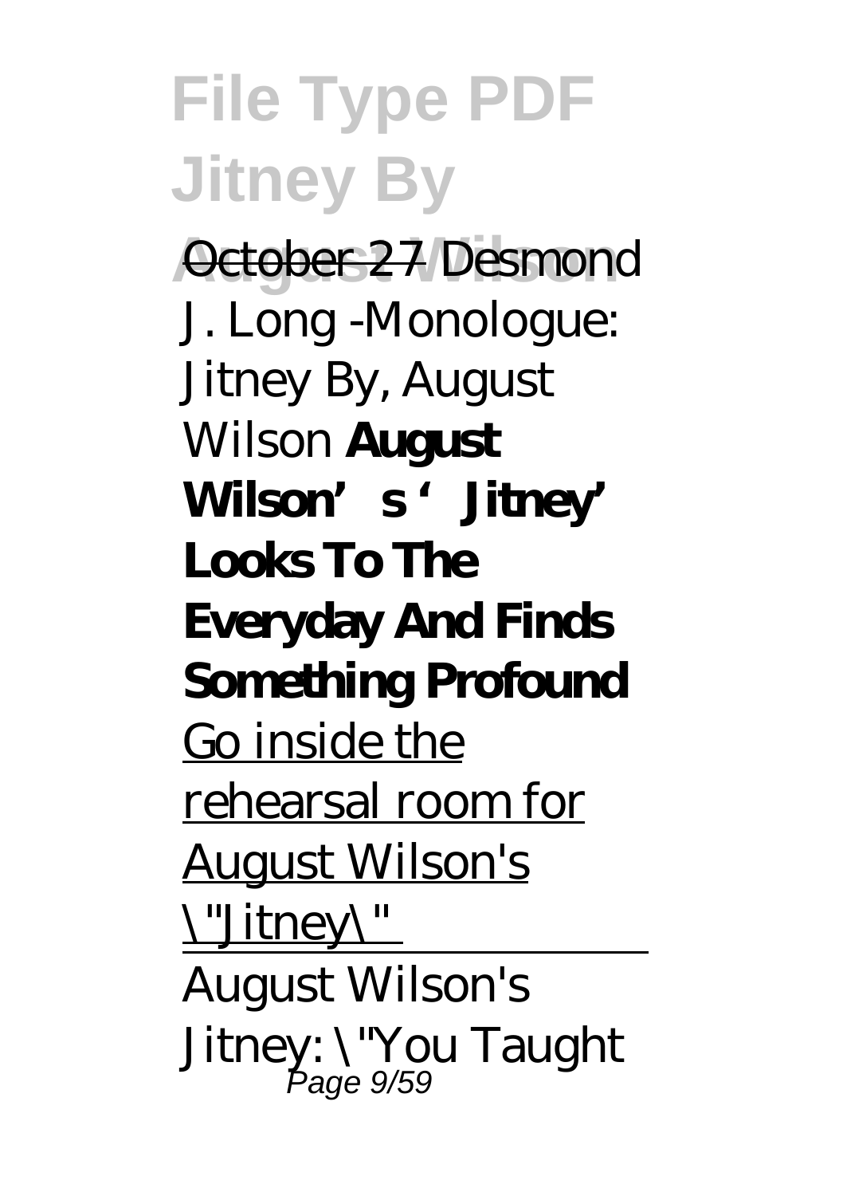October 27 *Desmond J. Long -Monologue: Jitney By, August Wilson* **August Wilson's 'Jitney' Looks To The Everyday And Finds Something Profound**

Go inside the rehearsal room for August Wilson's \"Jitney\"

---

August Wilson's Jitney: \"You Taught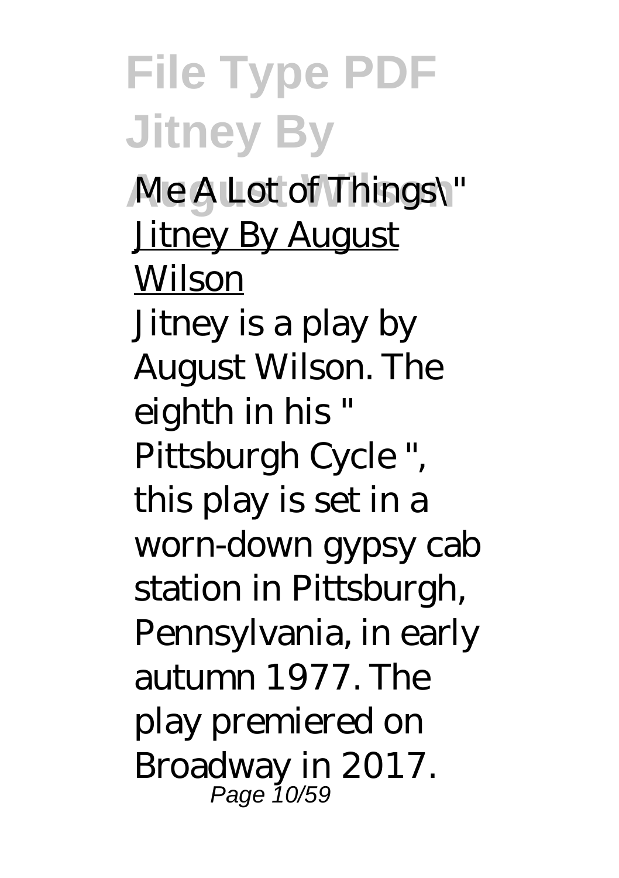Me A Lot of Things\"

Jitney By August Wilson

Jitney is a play by August Wilson. The eighth in his " Pittsburgh Cycle ", this play is set in a worn-down gypsy cab station in Pittsburgh, Pennsylvania, in early autumn 1977. The play premiered on Broadway in 2017.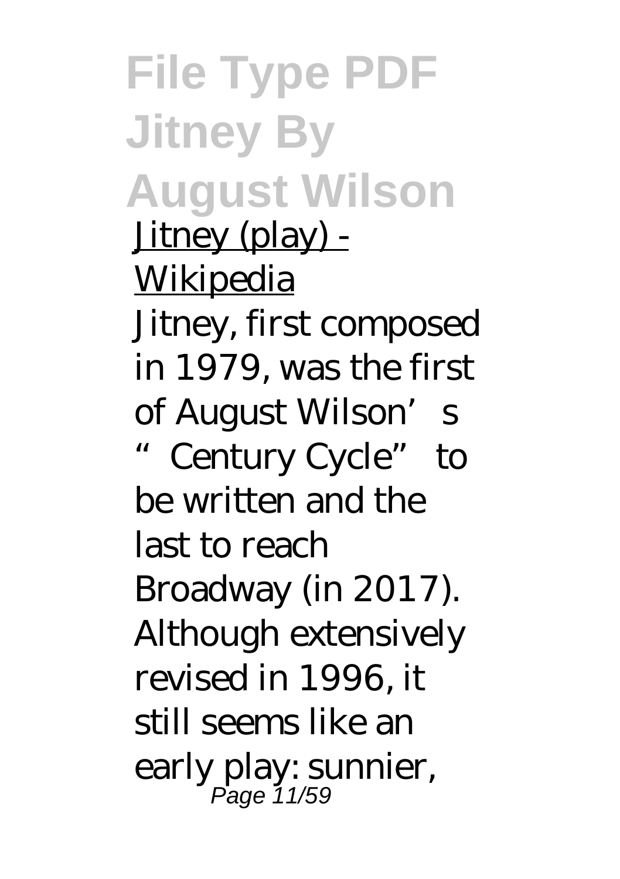Jitney (play) - Wikipedia

Jitney, first composed in 1979, was the first of August Wilson's "Century Cycle" to be written and the last to reach Broadway (in 2017). Although extensively revised in 1996, it still seems like an early play: sunnier,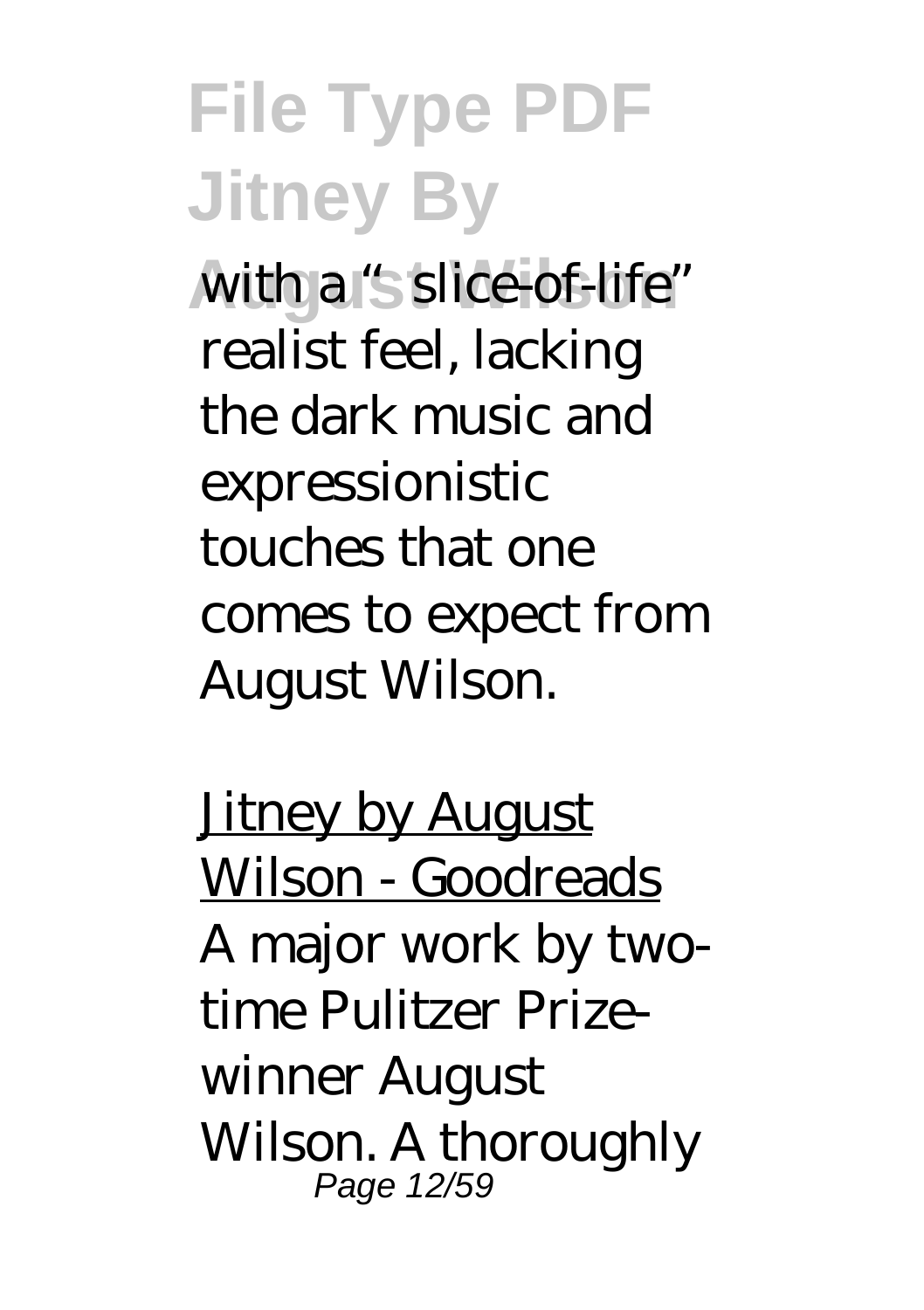with a "slice-of-life" realist feel, lacking the dark music and expressionistic touches that one comes to expect from August Wilson.

Jitney by August Wilson - Goodreads

A major work by two-time Pulitzer Prize-winner August Wilson. A thoroughly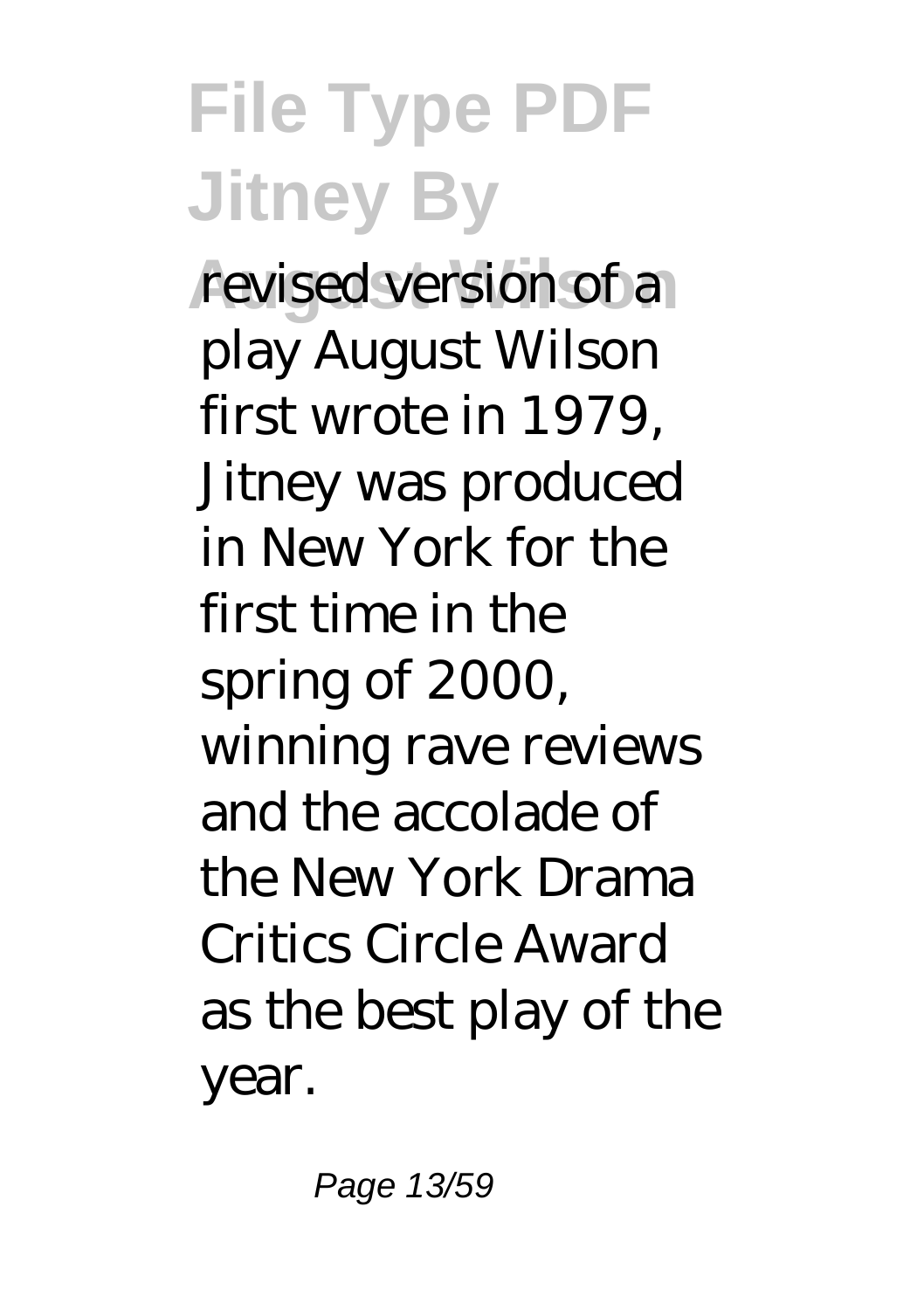revised version of a play August Wilson first wrote in 1979, Jitney was produced in New York for the first time in the spring of 2000, winning rave reviews and the accolade of the New York Drama Critics Circle Award as the best play of the year.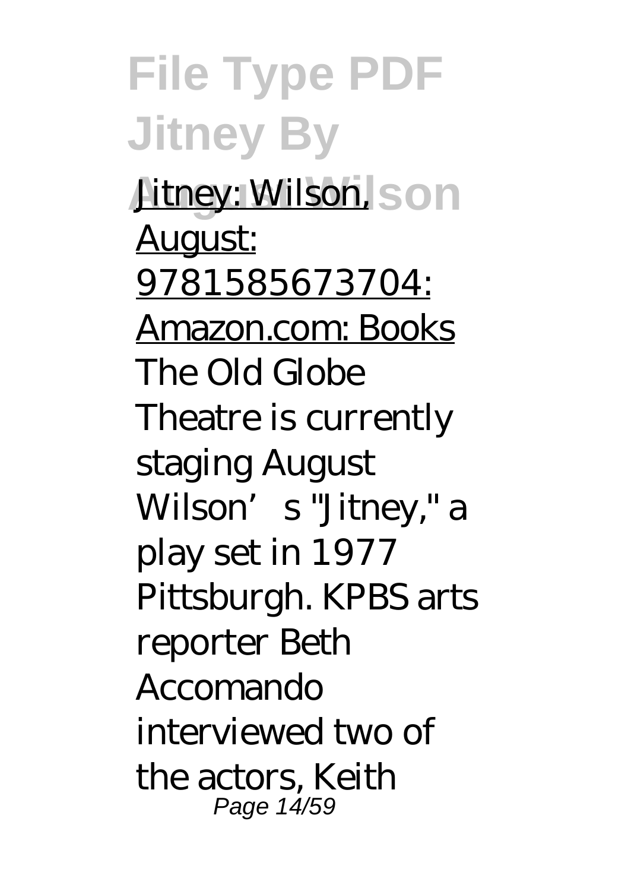Jitney: Wilson, August: 9781585673704: Amazon.com: Books

The Old Globe Theatre is currently staging August Wilson's "Jitney," a play set in 1977 Pittsburgh. KPBS arts reporter Beth Accomando interviewed two of the actors, Keith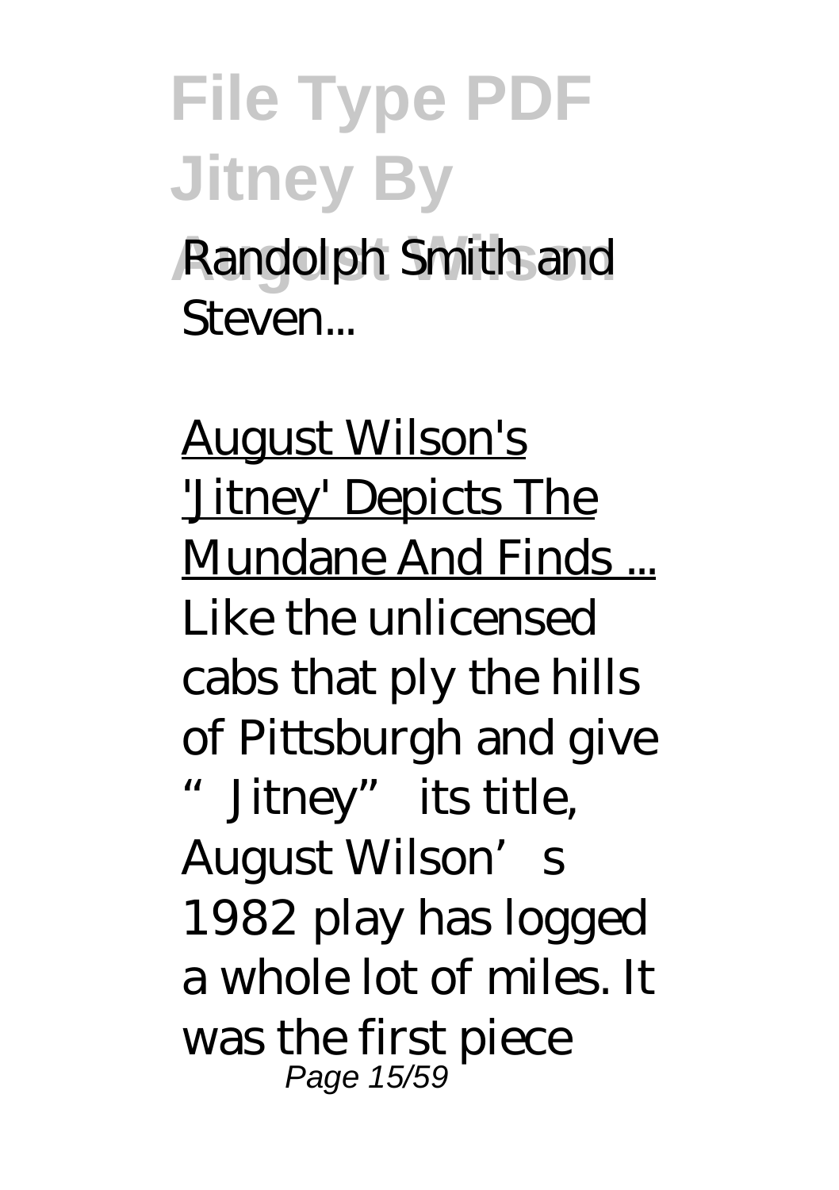Randolph Smith and Steven...

August Wilson's 'Jitney' Depicts The Mundane And Finds ...

Like the unlicensed cabs that ply the hills of Pittsburgh and give "Jitney" its title, August Wilson's 1982 play has logged a whole lot of miles. It was the first piece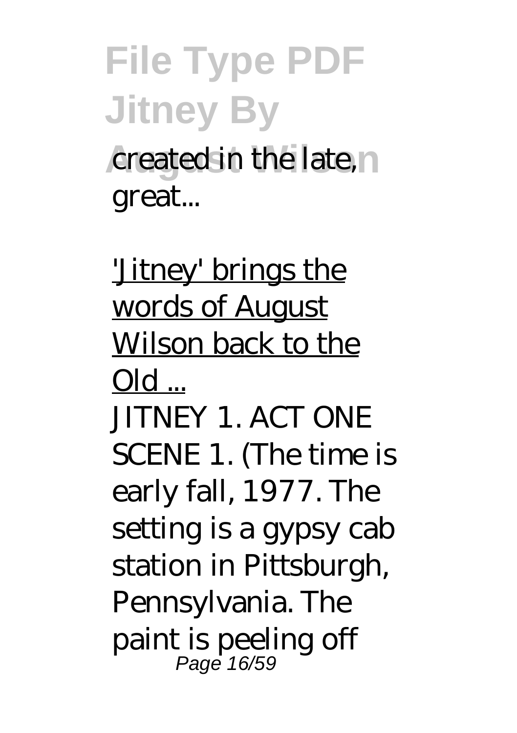created in the late, great...

'Jitney' brings the words of August Wilson back to the Old ...

JITNEY 1. ACT ONE SCENE 1. (The time is early fall, 1977. The setting is a gypsy cab station in Pittsburgh, Pennsylvania. The paint is peeling off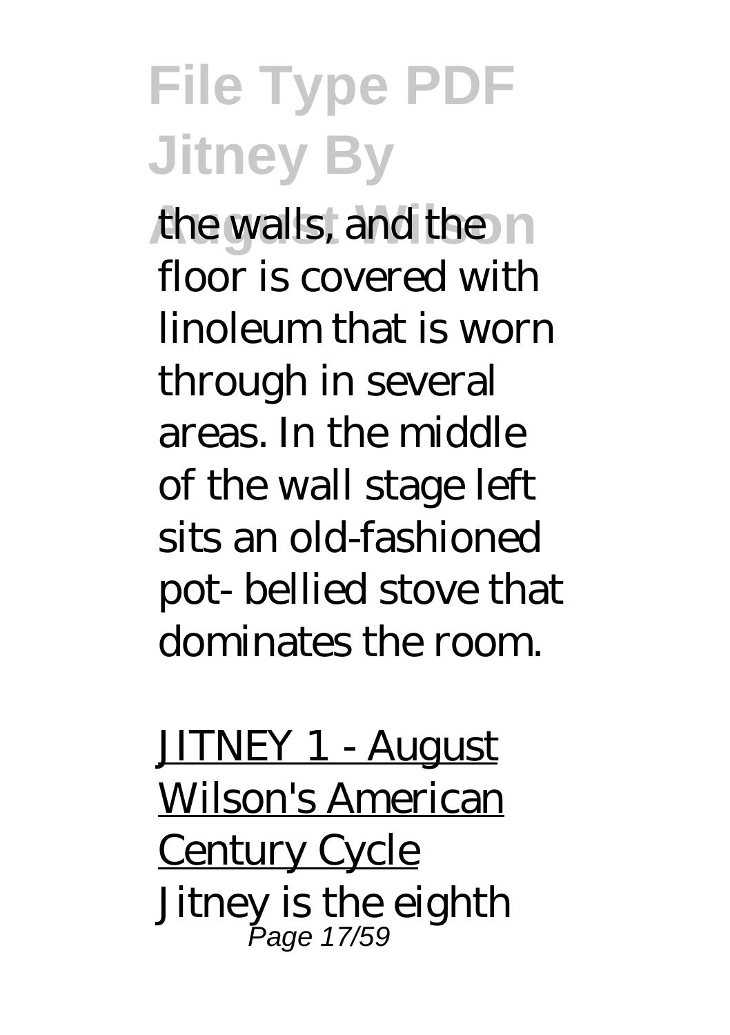the walls, and the floor is covered with linoleum that is worn through in several areas. In the middle of the wall stage left sits an old-fashioned pot- bellied stove that dominates the room.

JITNEY 1 - August Wilson's American Century Cycle

Jitney is the eighth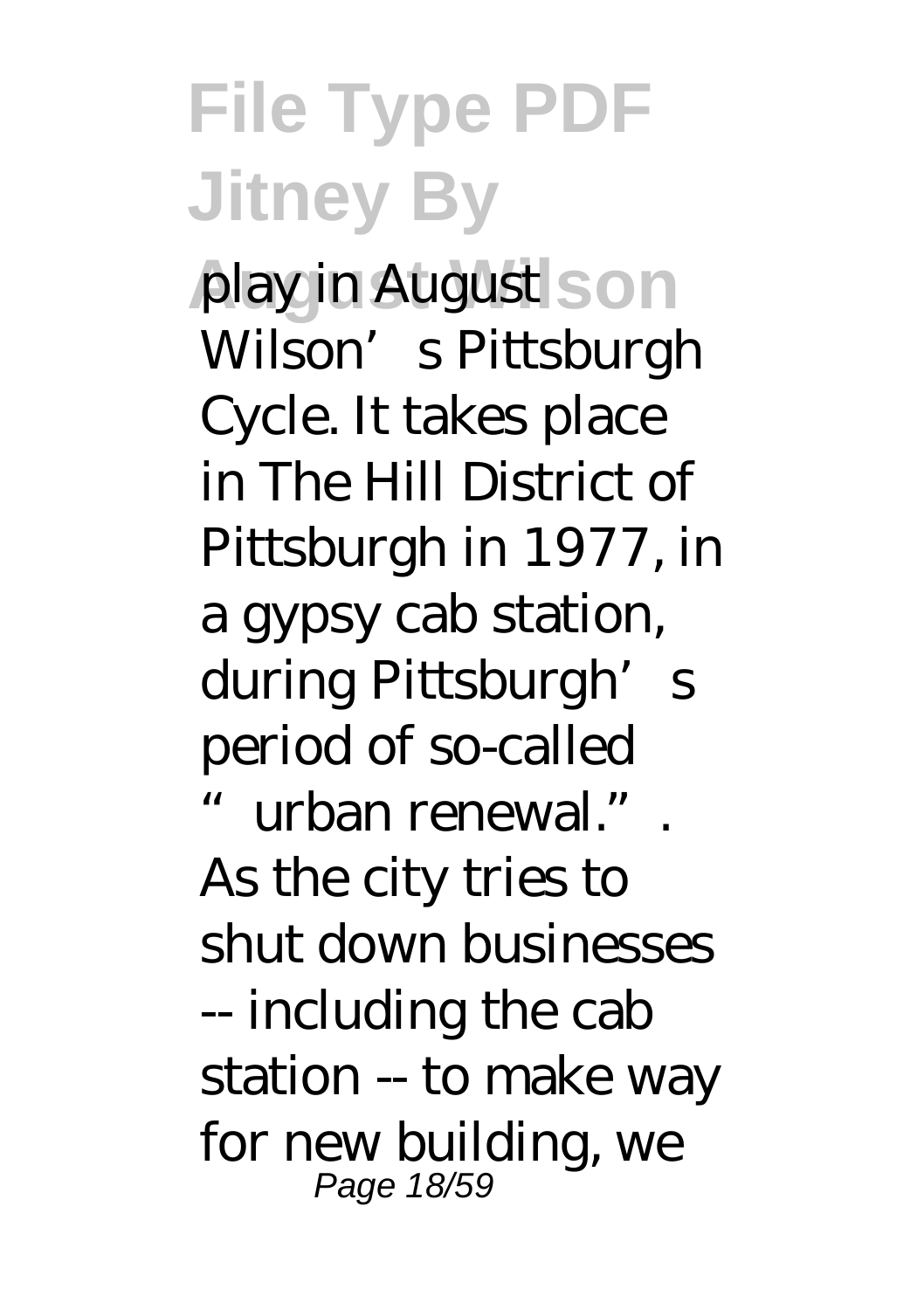play in August Wilson's Pittsburgh Cycle. It takes place in The Hill District of Pittsburgh in 1977, in a gypsy cab station, during Pittsburgh's period of so-called "urban renewal.". As the city tries to shut down businesses -- including the cab station -- to make way for new building, we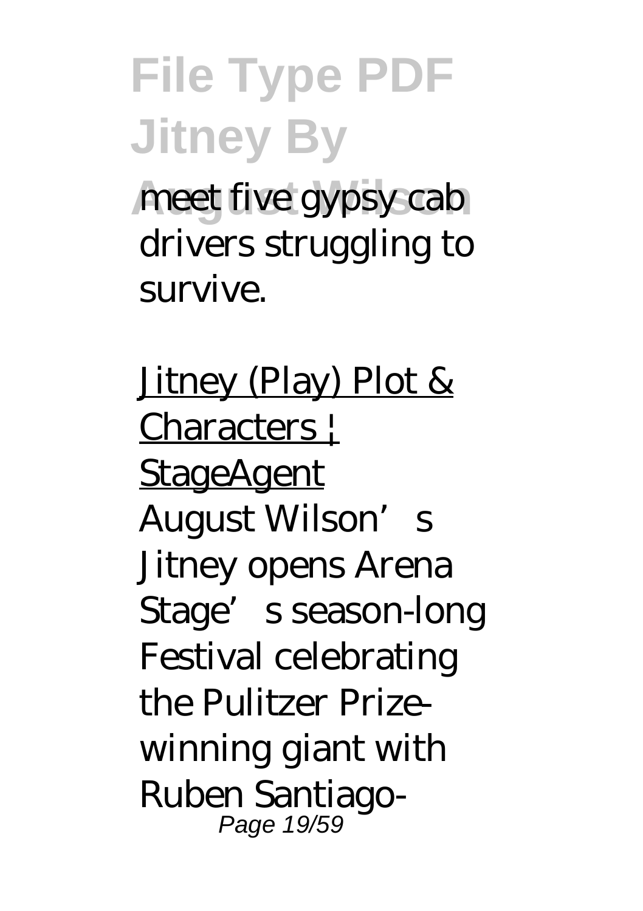meet five gypsy cab drivers struggling to survive.

Jitney (Play) Plot & Characters | StageAgent

August Wilson's Jitney opens Arena Stage's season-long Festival celebrating the Pulitzer Prize-winning giant with Ruben Santiago-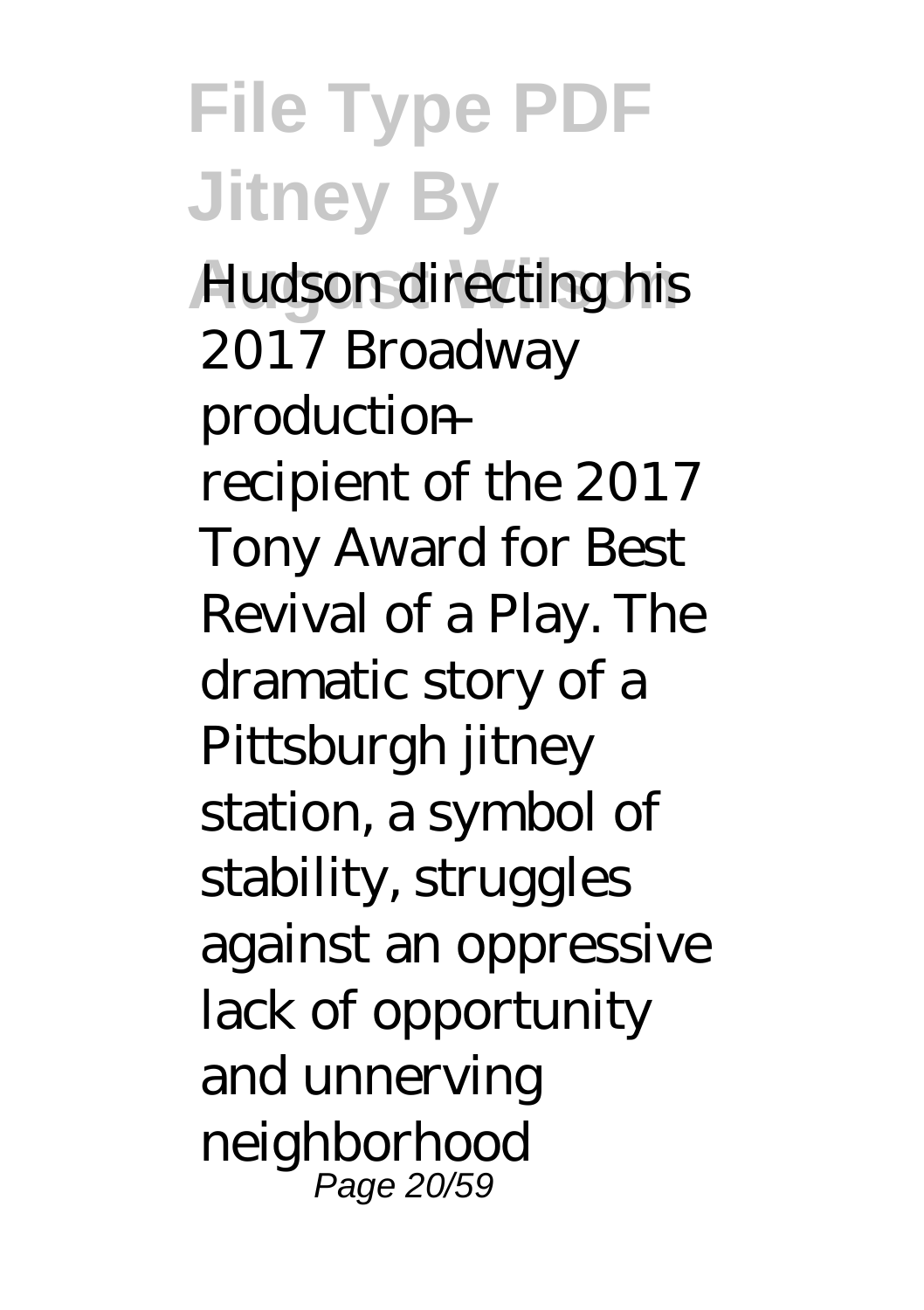Hudson directing his 2017 Broadway production — recipient of the 2017 Tony Award for Best Revival of a Play. The dramatic story of a Pittsburgh jitney station, a symbol of stability, struggles against an oppressive lack of opportunity and unnerving neighborhood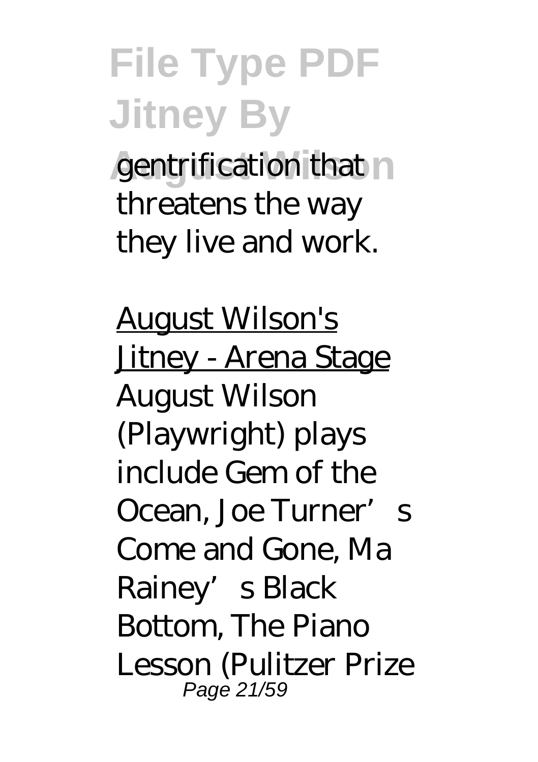gentrification that threatens the way they live and work.

August Wilson's Jitney - Arena Stage

August Wilson (Playwright) plays include Gem of the Ocean, Joe Turner's Come and Gone, Ma Rainey's Black Bottom, The Piano Lesson (Pulitzer Prize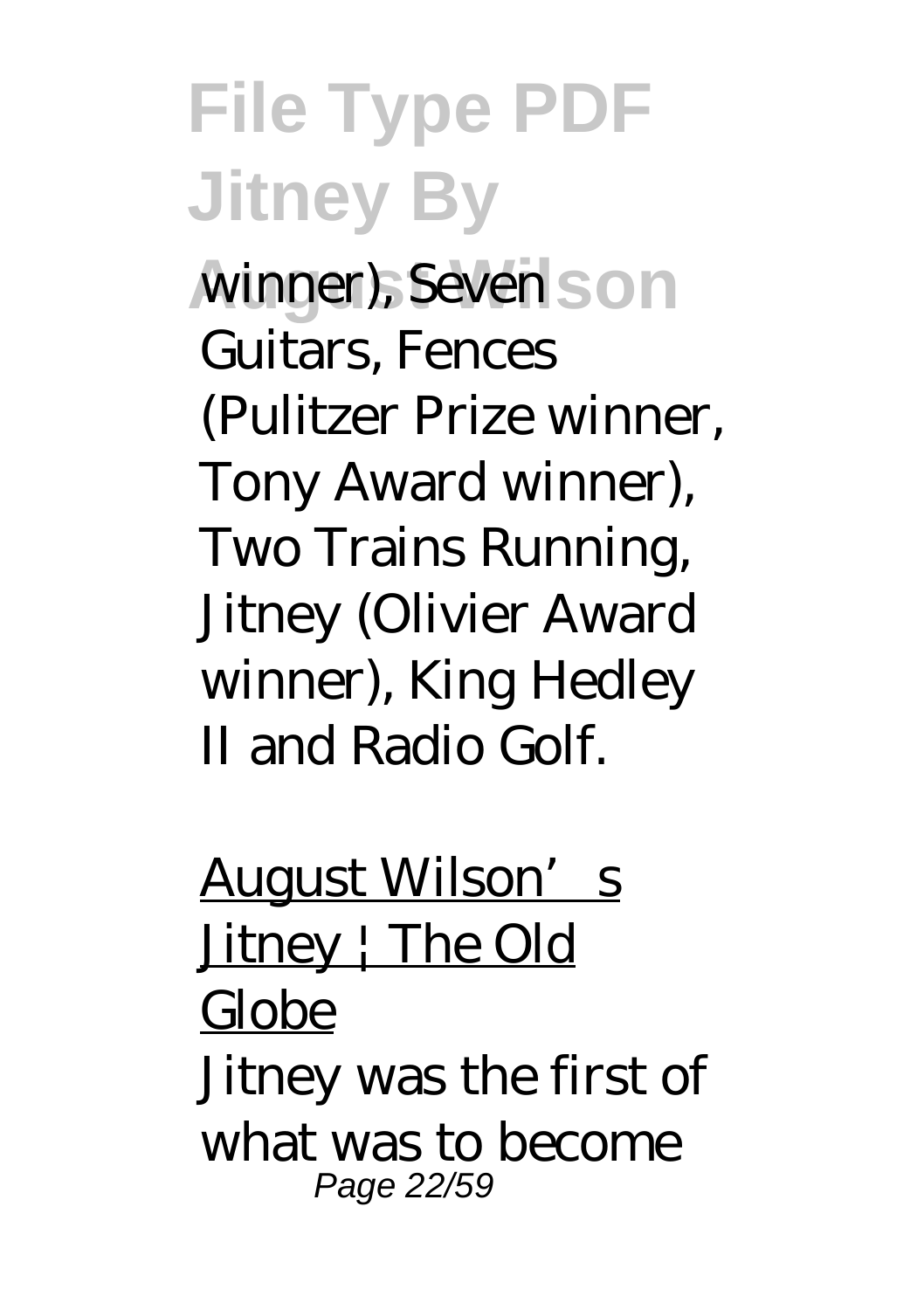winner), Seven Guitars, Fences (Pulitzer Prize winner, Tony Award winner), Two Trains Running, Jitney (Olivier Award winner), King Hedley II and Radio Golf.

August Wilson's Jitney | The Old Globe

Jitney was the first of what was to become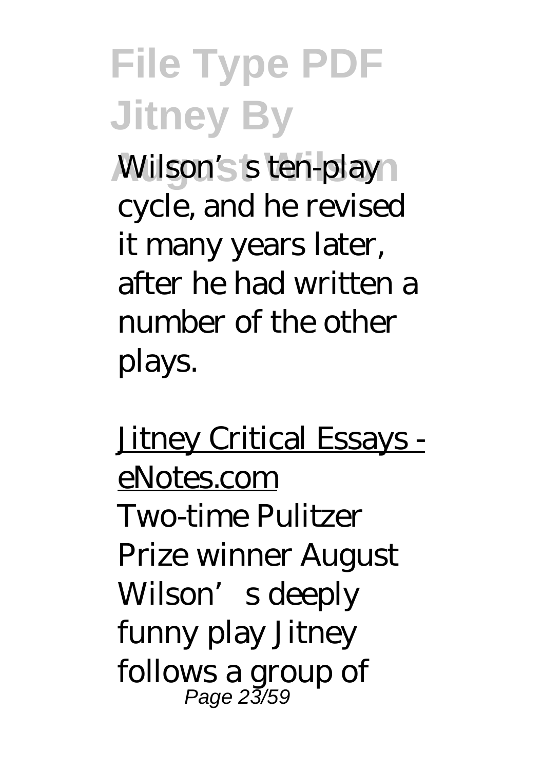Wilson's ten-play cycle, and he revised it many years later, after he had written a number of the other plays.

Jitney Critical Essays - eNotes.com

Two-time Pulitzer Prize winner August Wilson's deeply funny play Jitney follows a group of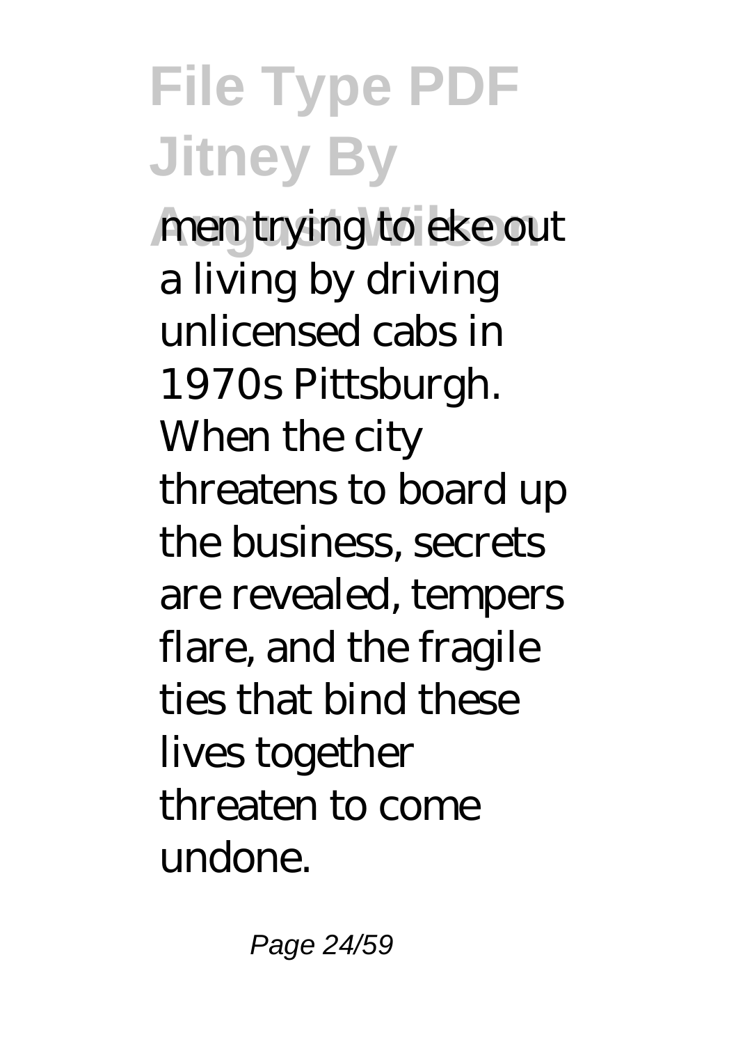men trying to eke out a living by driving unlicensed cabs in 1970s Pittsburgh. When the city threatens to board up the business, secrets are revealed, tempers flare, and the fragile ties that bind these lives together threaten to come undone.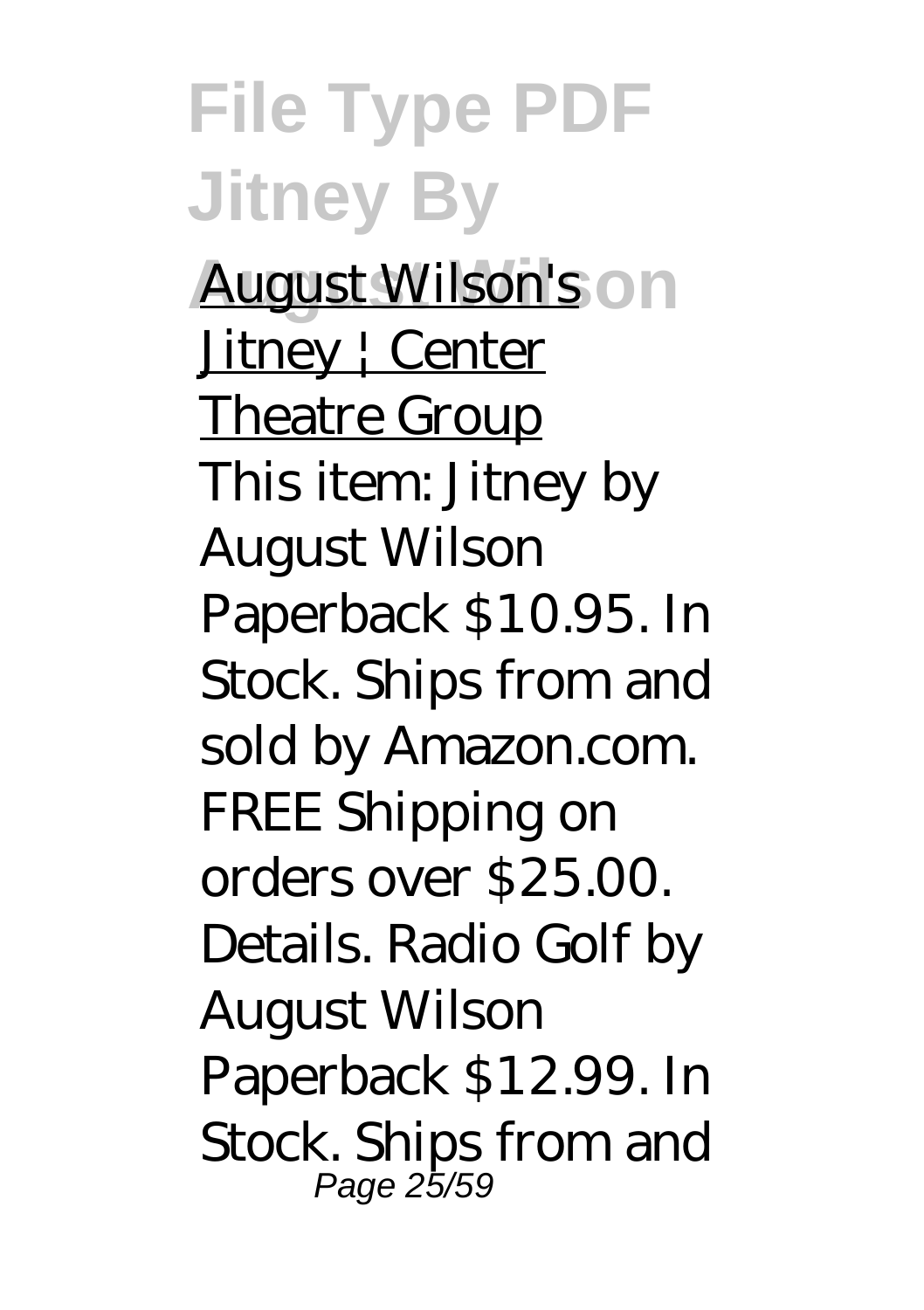August Wilson's Jitney | Center Theatre Group

This item: Jitney by August Wilson Paperback $10.95. In Stock. Ships from and sold by Amazon.com. FREE Shipping on orders over $25.00. Details. Radio Golf by August Wilson Paperback $12.99. In Stock. Ships from and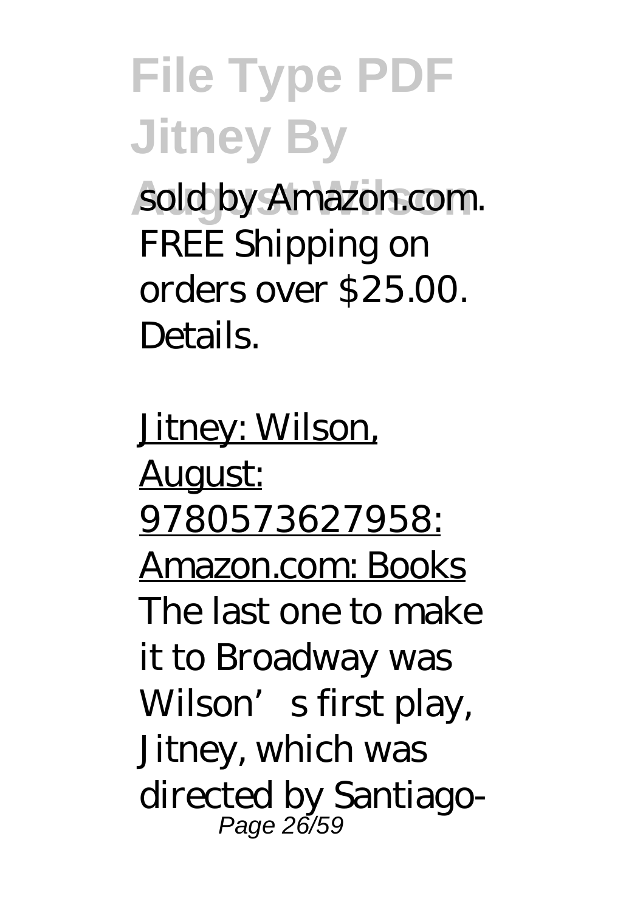sold by Amazon.com. FREE Shipping on orders over $25.00. Details.

Jitney: Wilson, August: 9780573627958: Amazon.com: Books

The last one to make it to Broadway was Wilson’s first play, Jitney, which was directed by Santiago-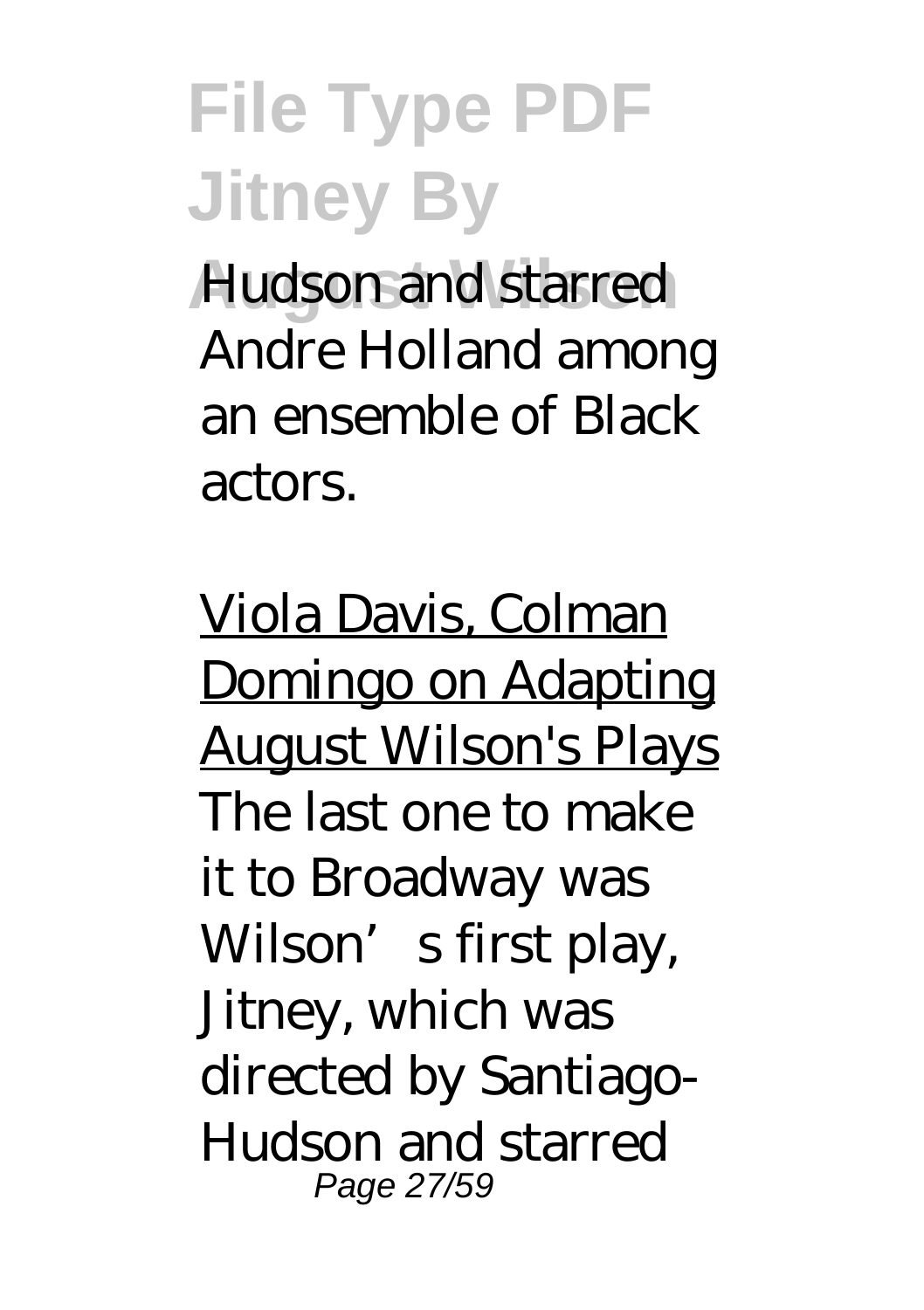Hudson and starred Andre Holland among an ensemble of Black actors.

Viola Davis, Colman Domingo on Adapting August Wilson's Plays

The last one to make it to Broadway was Wilson's first play, Jitney, which was directed by Santiago-Hudson and starred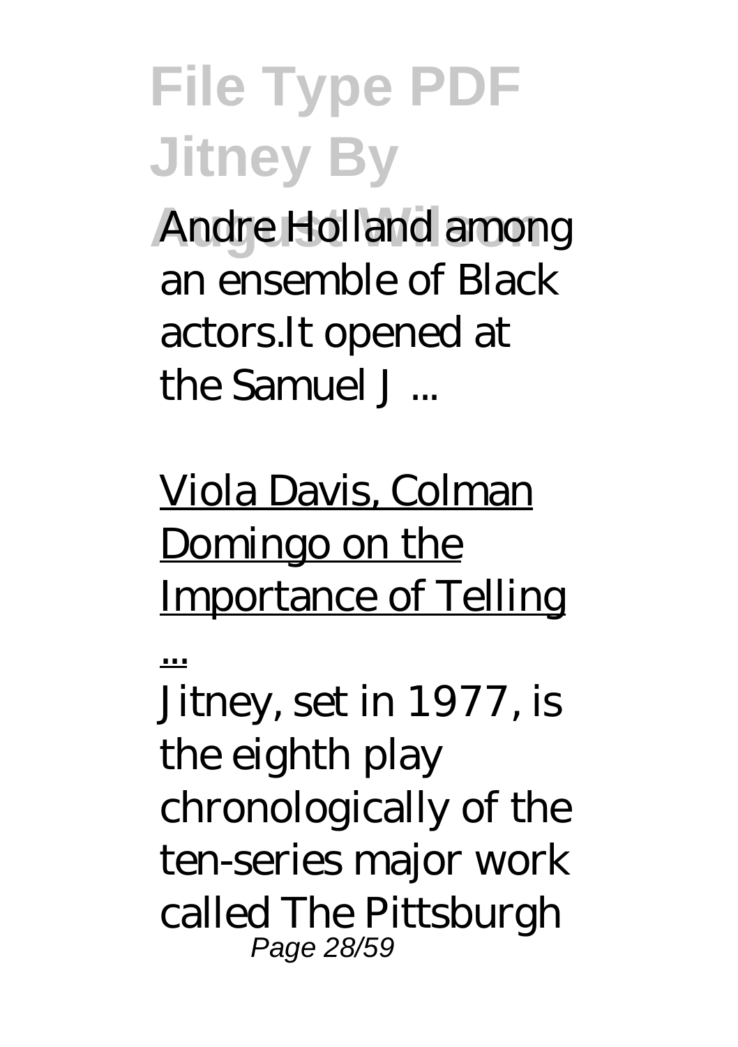Andre Holland among an ensemble of Black actors.It opened at the Samuel J ...

Viola Davis, Colman Domingo on the Importance of Telling ...

Jitney, set in 1977, is the eighth play chronologically of the ten-series major work called The Pittsburgh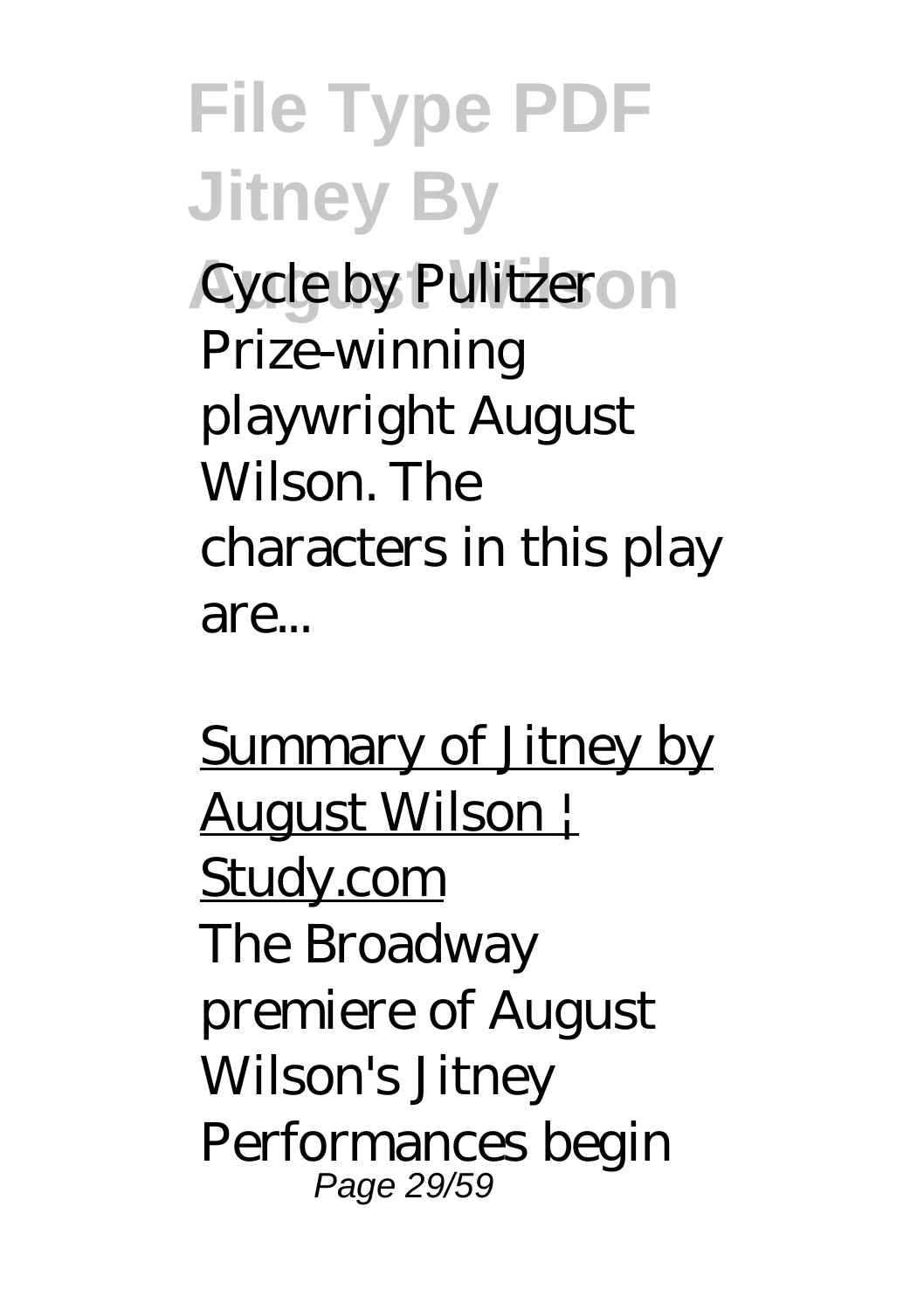Cycle by Pulitzer Prize-winning playwright August Wilson. The characters in this play are...

Summary of Jitney by August Wilson | Study.com

The Broadway premiere of August Wilson's Jitney Performances begin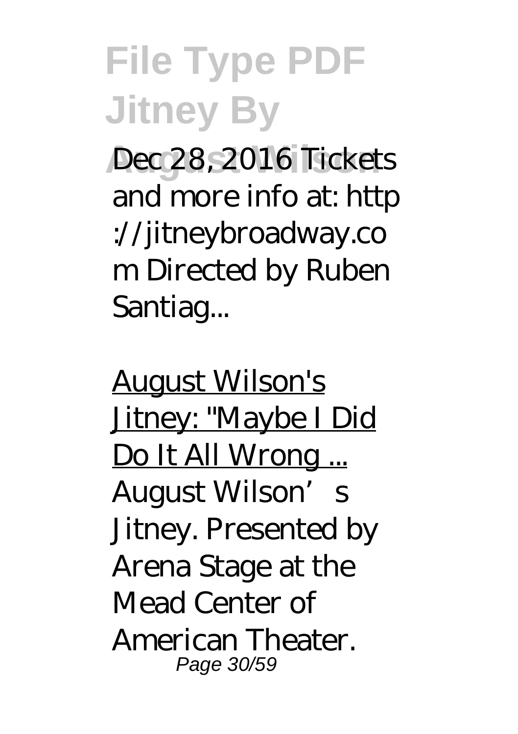Dec 28, 2016 Tickets and more info at: http://jitneybroadway.com Directed by Ruben Santiag...

August Wilson's Jitney: "Maybe I Did Do It All Wrong ...

August Wilson's Jitney. Presented by Arena Stage at the Mead Center of American Theater.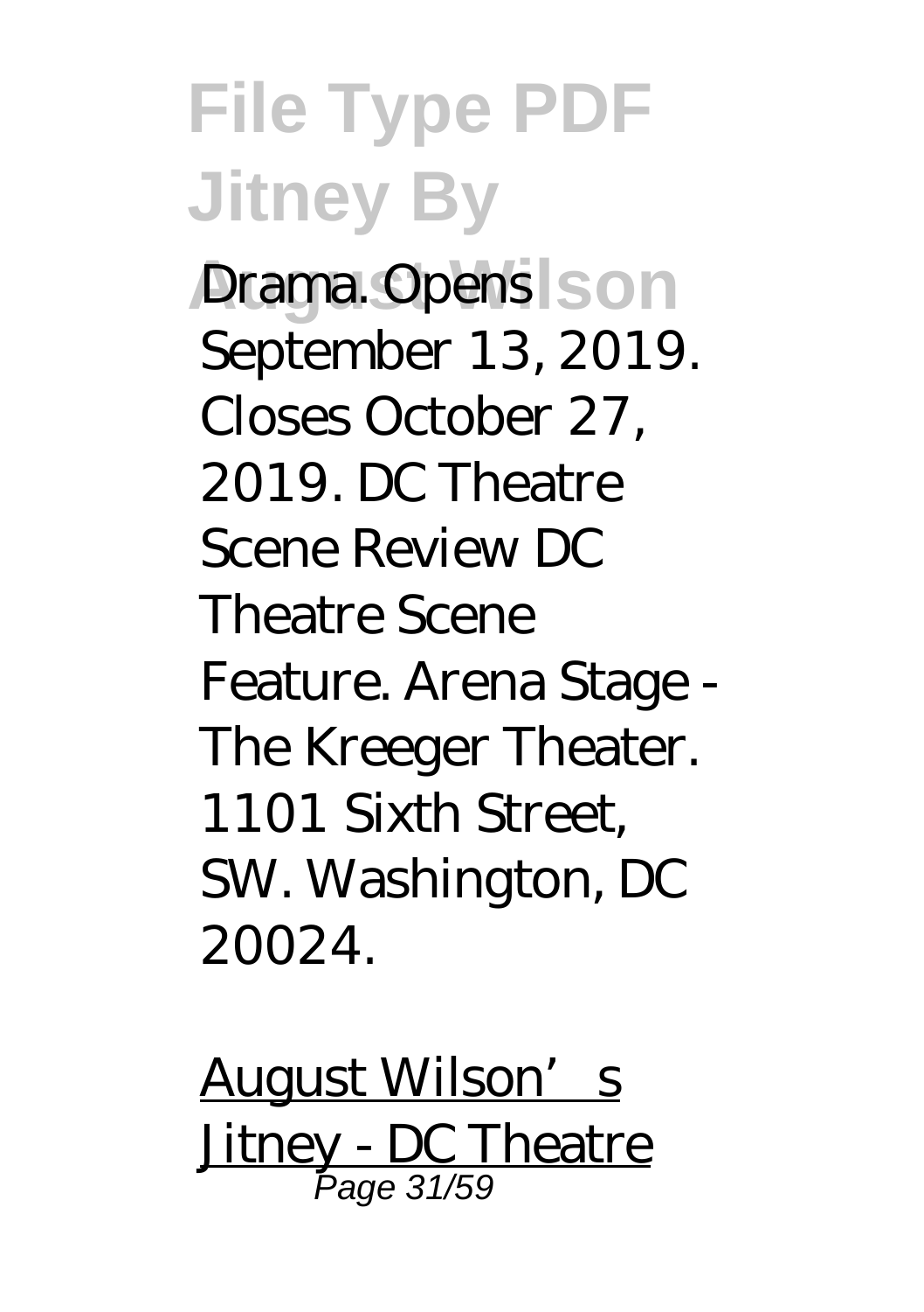Drama. Opens September 13, 2019. Closes October 27, 2019. DC Theatre Scene Review DC Theatre Scene Feature. Arena Stage - The Kreeger Theater. 1101 Sixth Street, SW. Washington, DC 20024.

August Wilson's Jitney - DC Theatre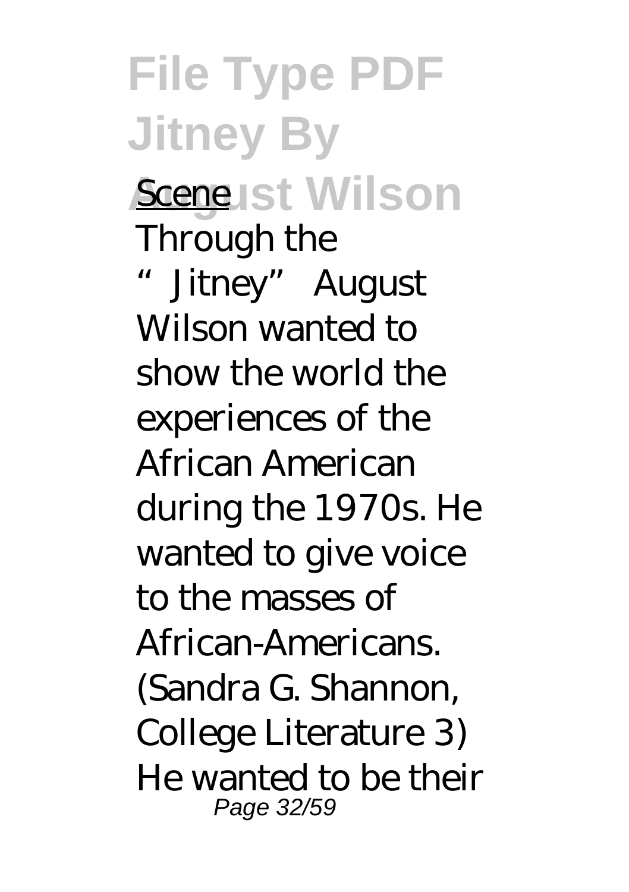Scene

Through the "Jitney" August Wilson wanted to show the world the experiences of the African American during the 1970s. He wanted to give voice to the masses of African-Americans. (Sandra G. Shannon, College Literature 3) He wanted to be their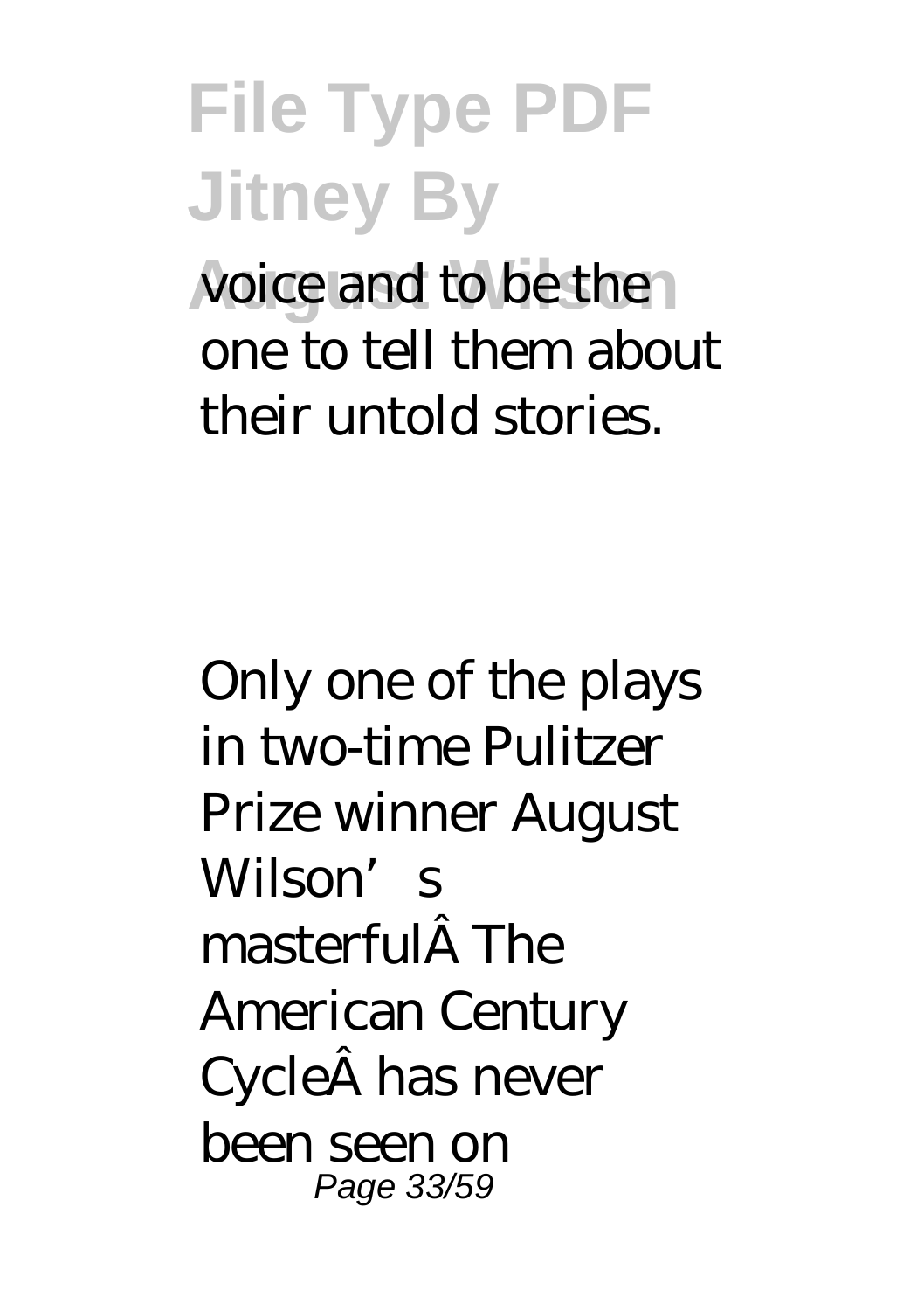voice and to be the one to tell them about their untold stories.

Only one of the plays in two-time Pulitzer Prize winner August Wilson’s masterfulÂ The American Century CycleÂ has never been seen on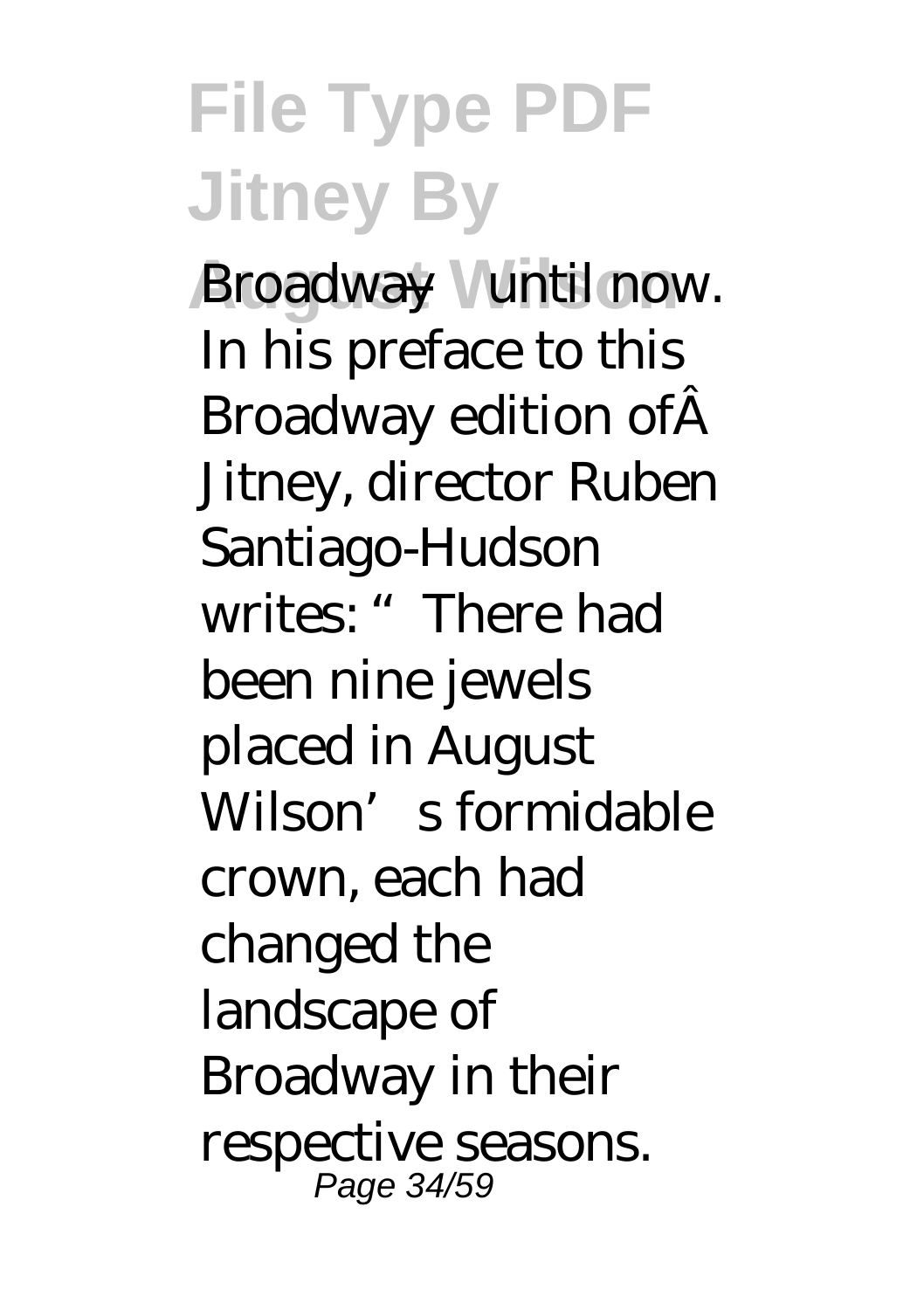Broadway—until now. In his preface to this Broadway edition ofÂ Jitney, director Ruben Santiago-Hudson writes: "There had been nine jewels placed in August Wilson's formidable crown, each had changed the landscape of Broadway in their respective seasons.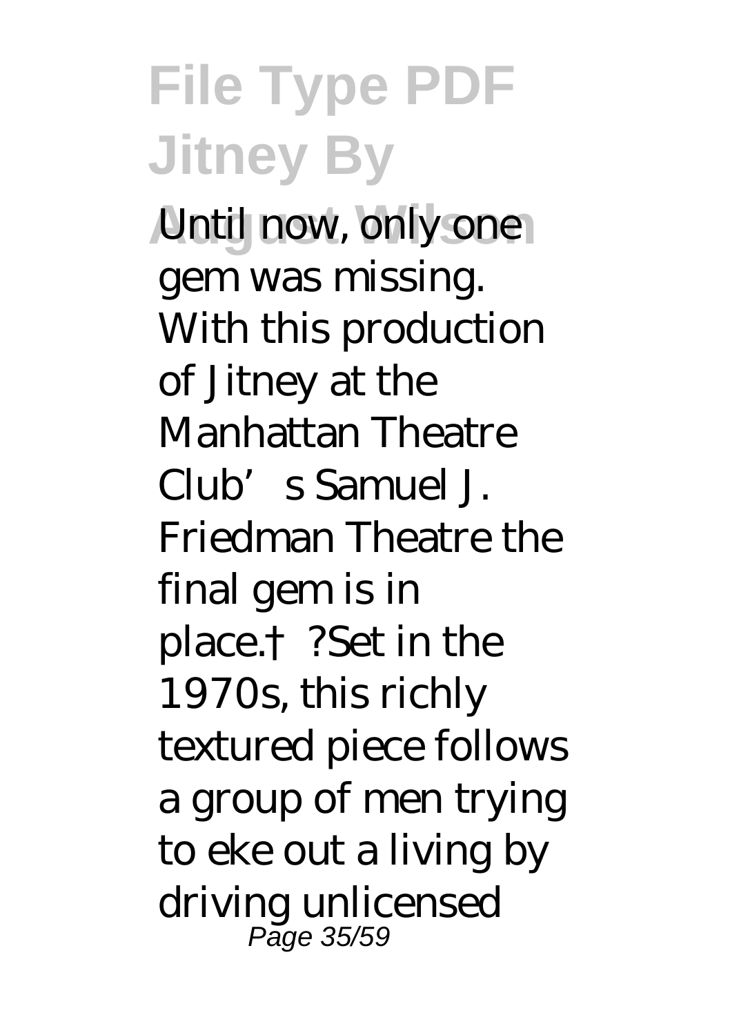Until now, only one gem was missing. With this production of Jitney at the Manhattan Theatre Club's Samuel J. Friedman Theatre the final gem is in place.† ?Set in the 1970s, this richly textured piece follows a group of men trying to eke out a living by driving unlicensed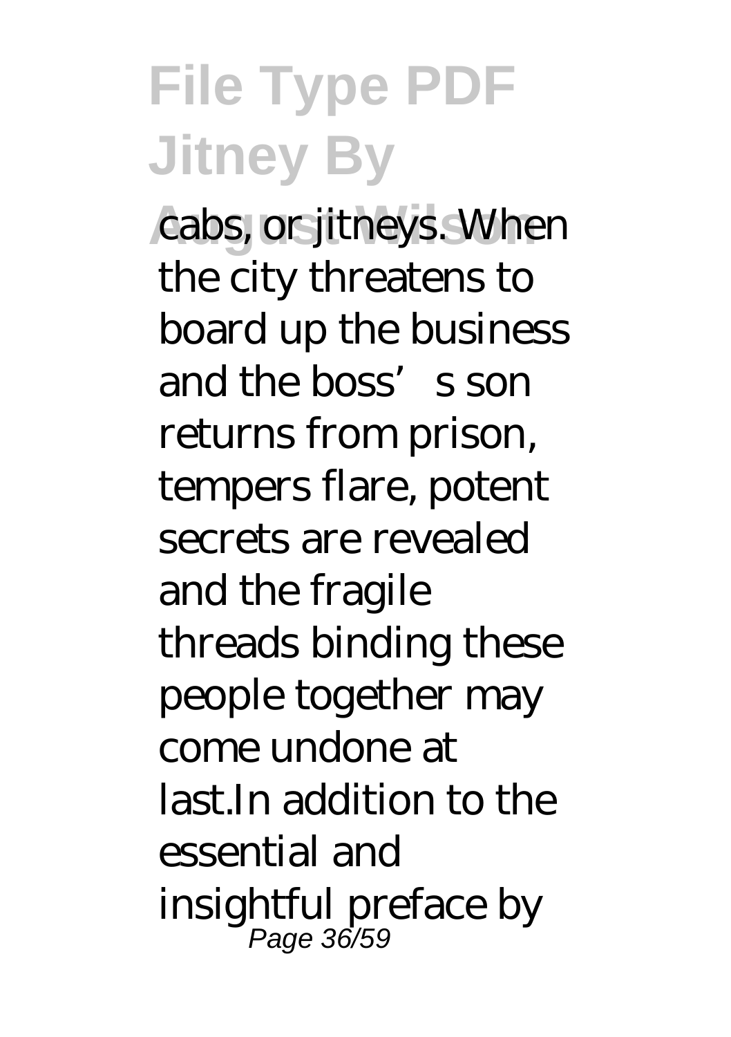cabs, or jitneys. When the city threatens to board up the business and the boss's son returns from prison, tempers flare, potent secrets are revealed and the fragile threads binding these people together may come undone at last.In addition to the essential and insightful preface by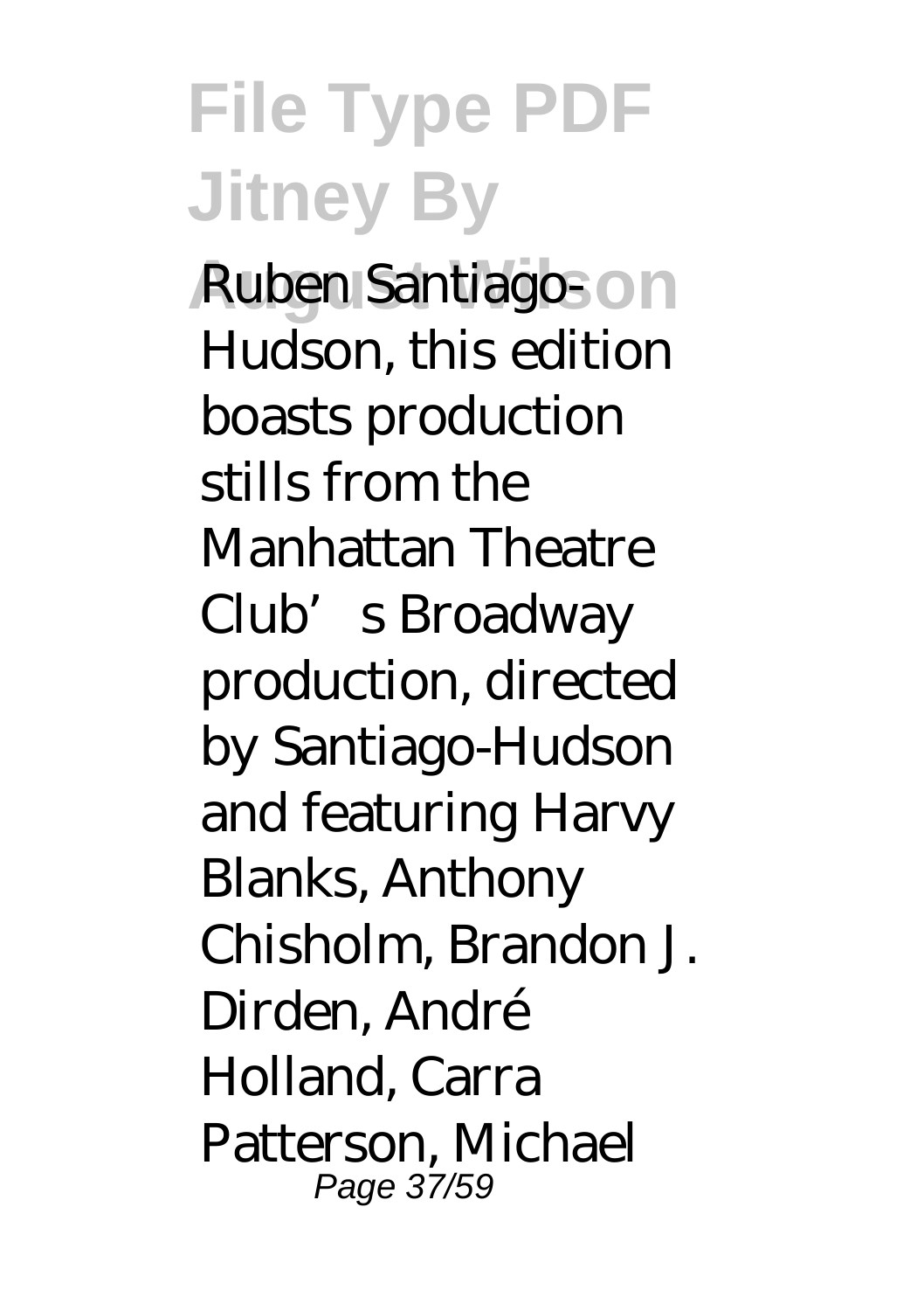Ruben Santiago-Hudson, this edition boasts production stills from the Manhattan Theatre Club's Broadway production, directed by Santiago-Hudson and featuring Harvy Blanks, Anthony Chisholm, Brandon J. Dirden, André Holland, Carra Patterson, Michael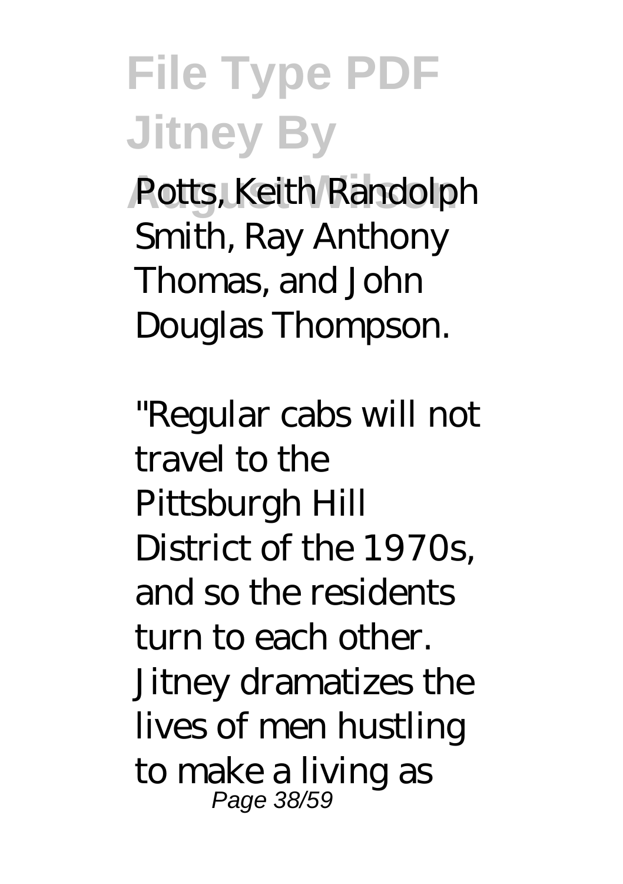Potts, Keith Randolph Smith, Ray Anthony Thomas, and John Douglas Thompson.

"Regular cabs will not travel to the Pittsburgh Hill District of the 1970s, and so the residents turn to each other. Jitney dramatizes the lives of men hustling to make a living as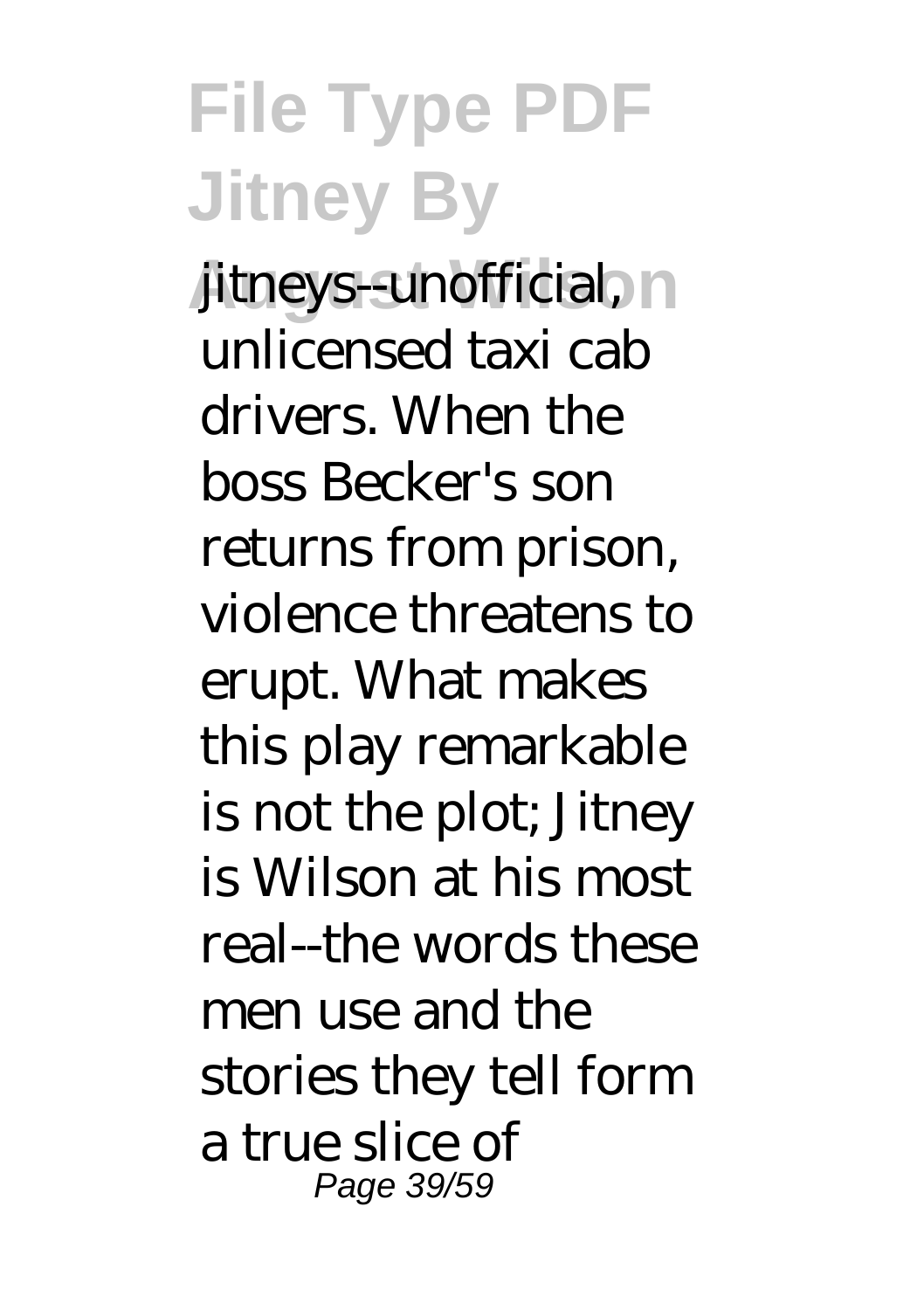jitneys--unofficial, unlicensed taxi cab drivers. When the boss Becker's son returns from prison, violence threatens to erupt. What makes this play remarkable is not the plot; Jitney is Wilson at his most real--the words these men use and the stories they tell form a true slice of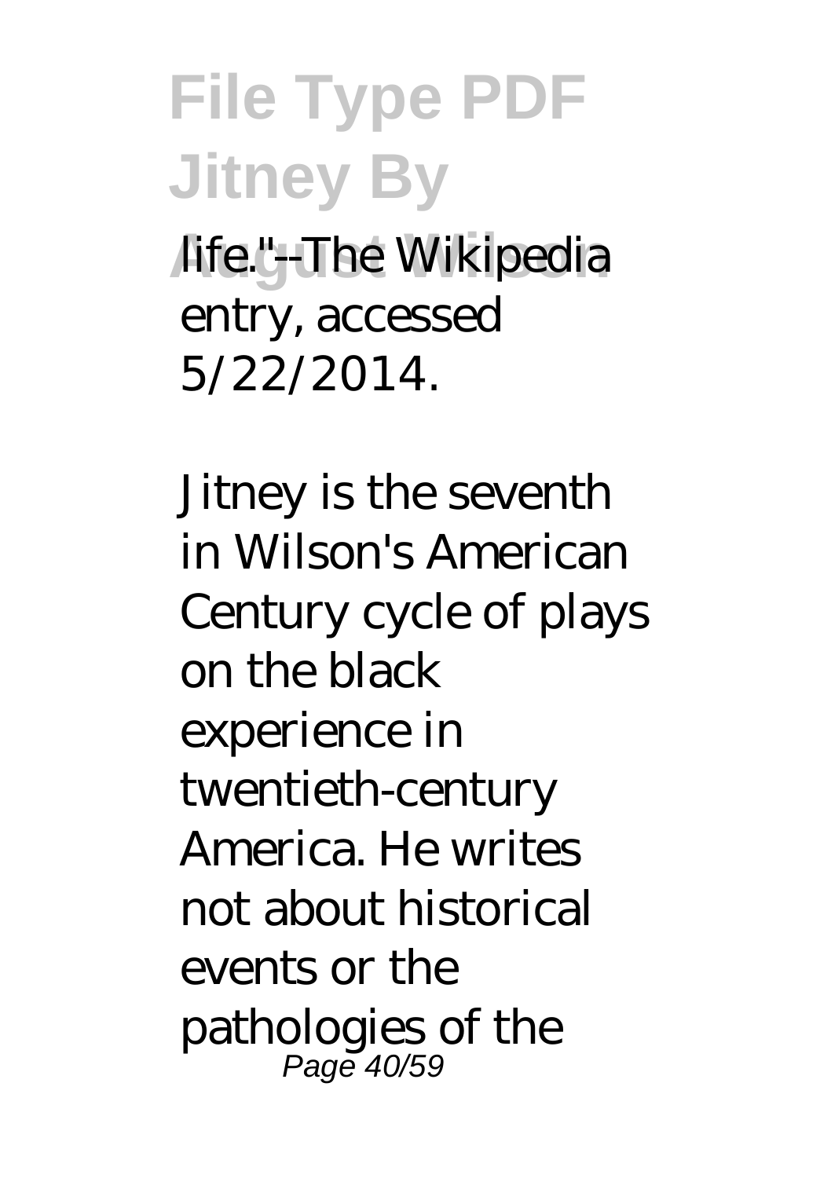life."--The Wikipedia entry, accessed 5/22/2014.

Jitney is the seventh in Wilson's American Century cycle of plays on the black experience in twentieth-century America. He writes not about historical events or the pathologies of the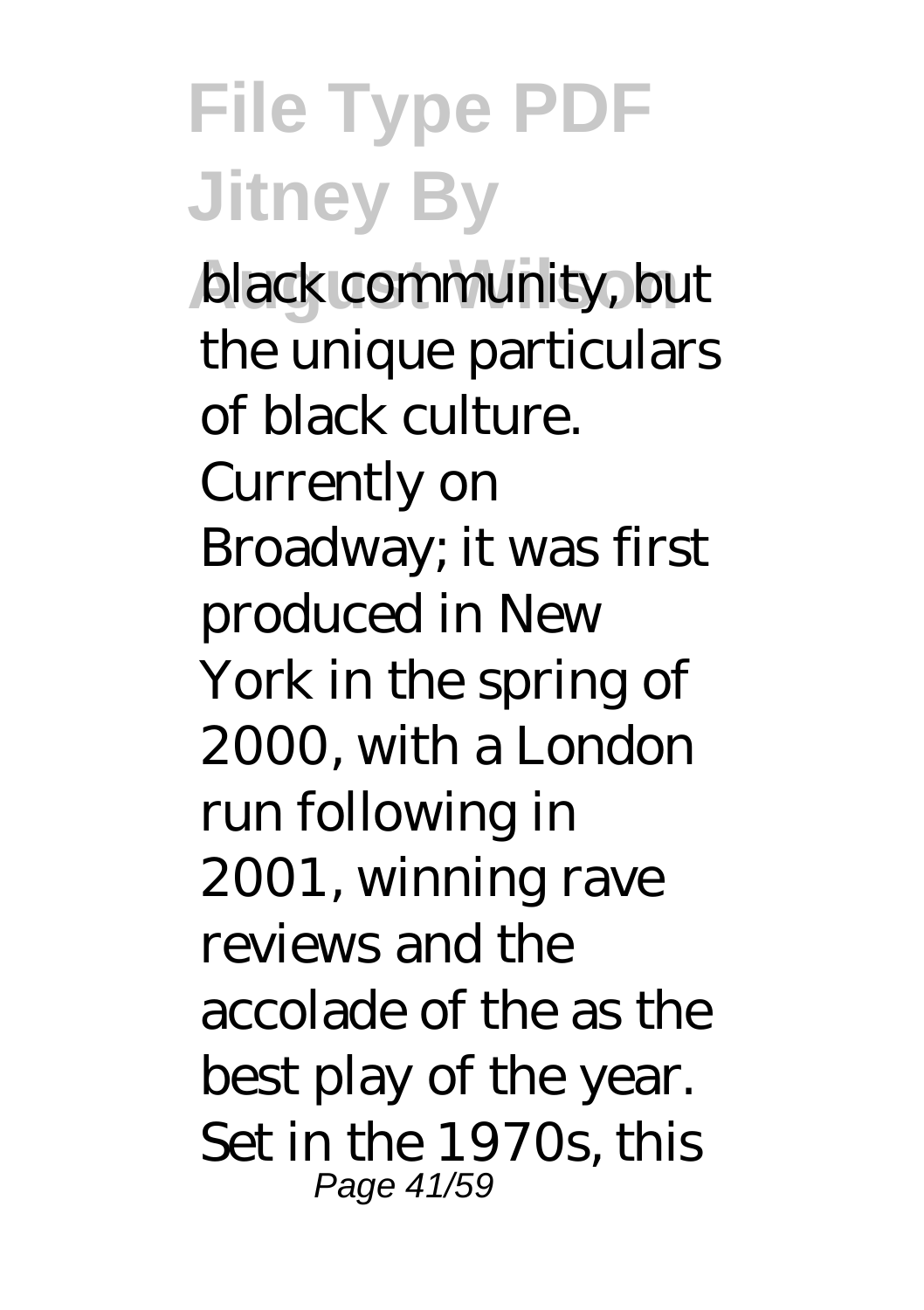black community, but the unique particulars of black culture. Currently on Broadway; it was first produced in New York in the spring of 2000, with a London run following in 2001, winning rave reviews and the accolade of the as the best play of the year. Set in the 1970s, this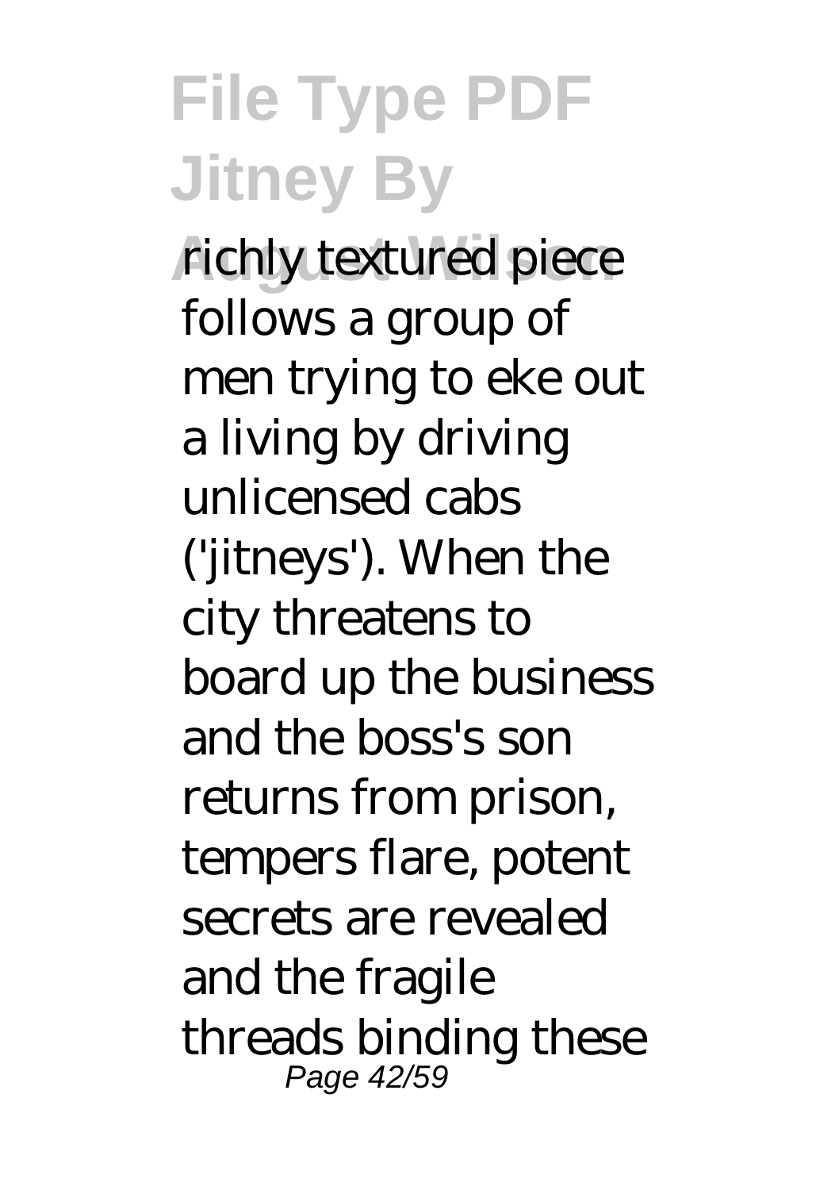richly textured piece follows a group of men trying to eke out a living by driving unlicensed cabs ('jitneys'). When the city threatens to board up the business and the boss's son returns from prison, tempers flare, potent secrets are revealed and the fragile threads binding these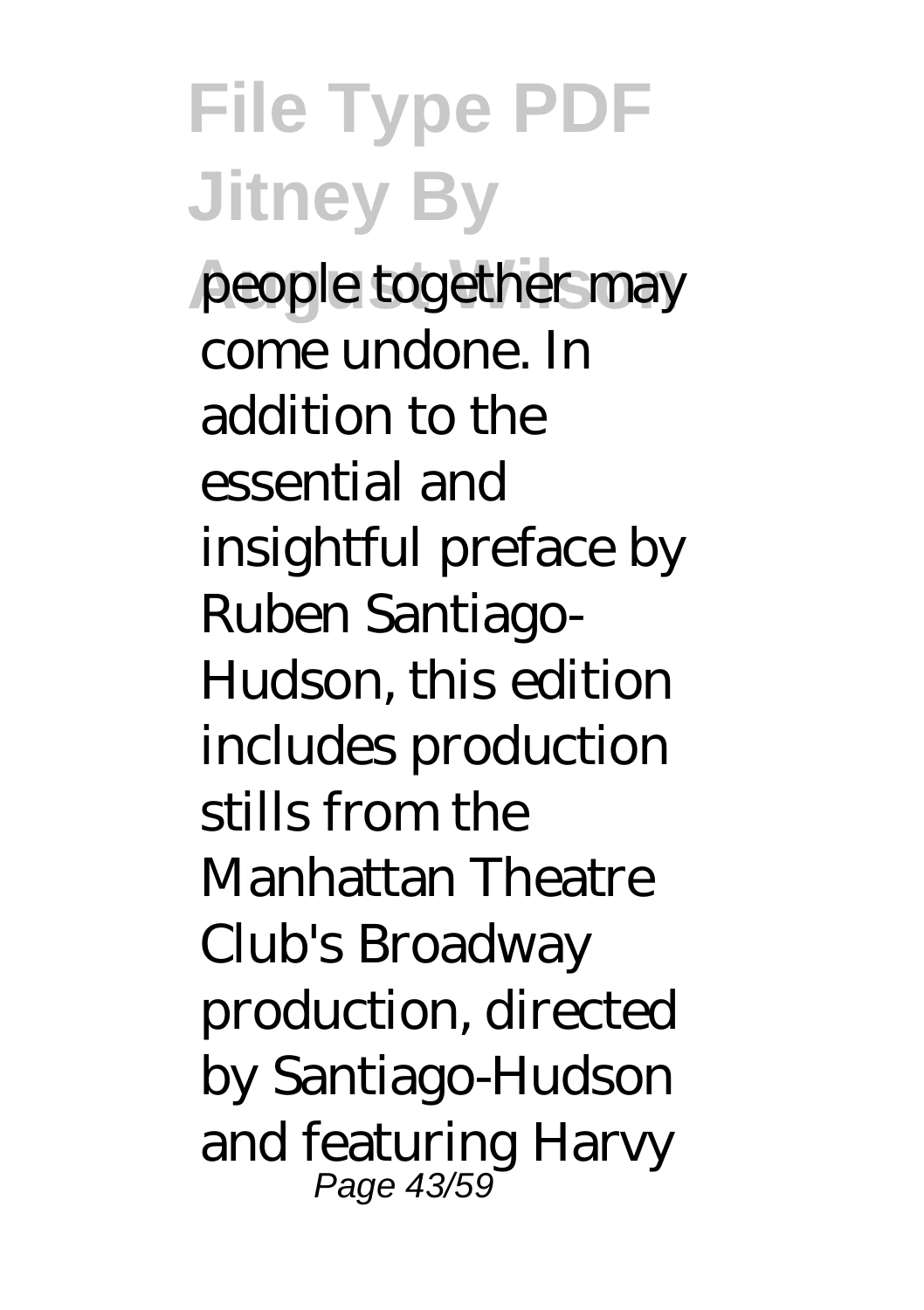people together may come undone. In addition to the essential and insightful preface by Ruben Santiago-Hudson, this edition includes production stills from the Manhattan Theatre Club's Broadway production, directed by Santiago-Hudson and featuring Harvy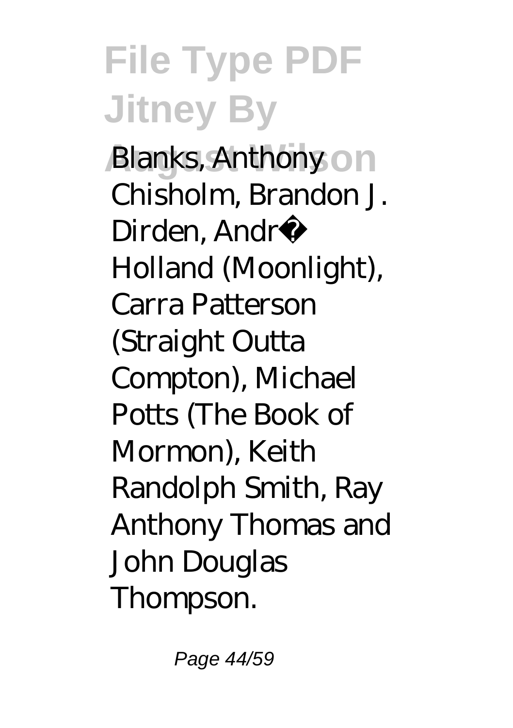Blanks, Anthony Chisholm, Brandon J. Dirden, Andr� Holland (Moonlight), Carra Patterson (Straight Outta Compton), Michael Potts (The Book of Mormon), Keith Randolph Smith, Ray Anthony Thomas and John Douglas Thompson.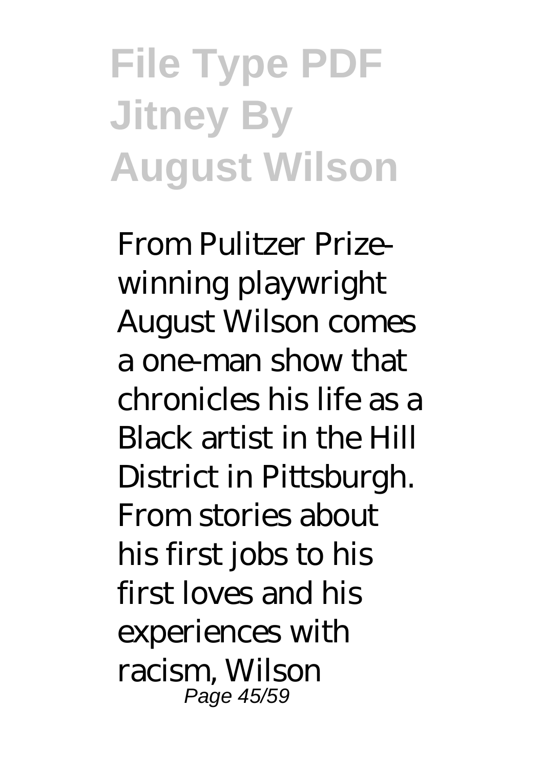# File Type PDF Jitney By August Wilson

From Pulitzer Prize-winning playwright August Wilson comes a one-man show that chronicles his life as a Black artist in the Hill District in Pittsburgh. From stories about his first jobs to his first loves and his experiences with racism, Wilson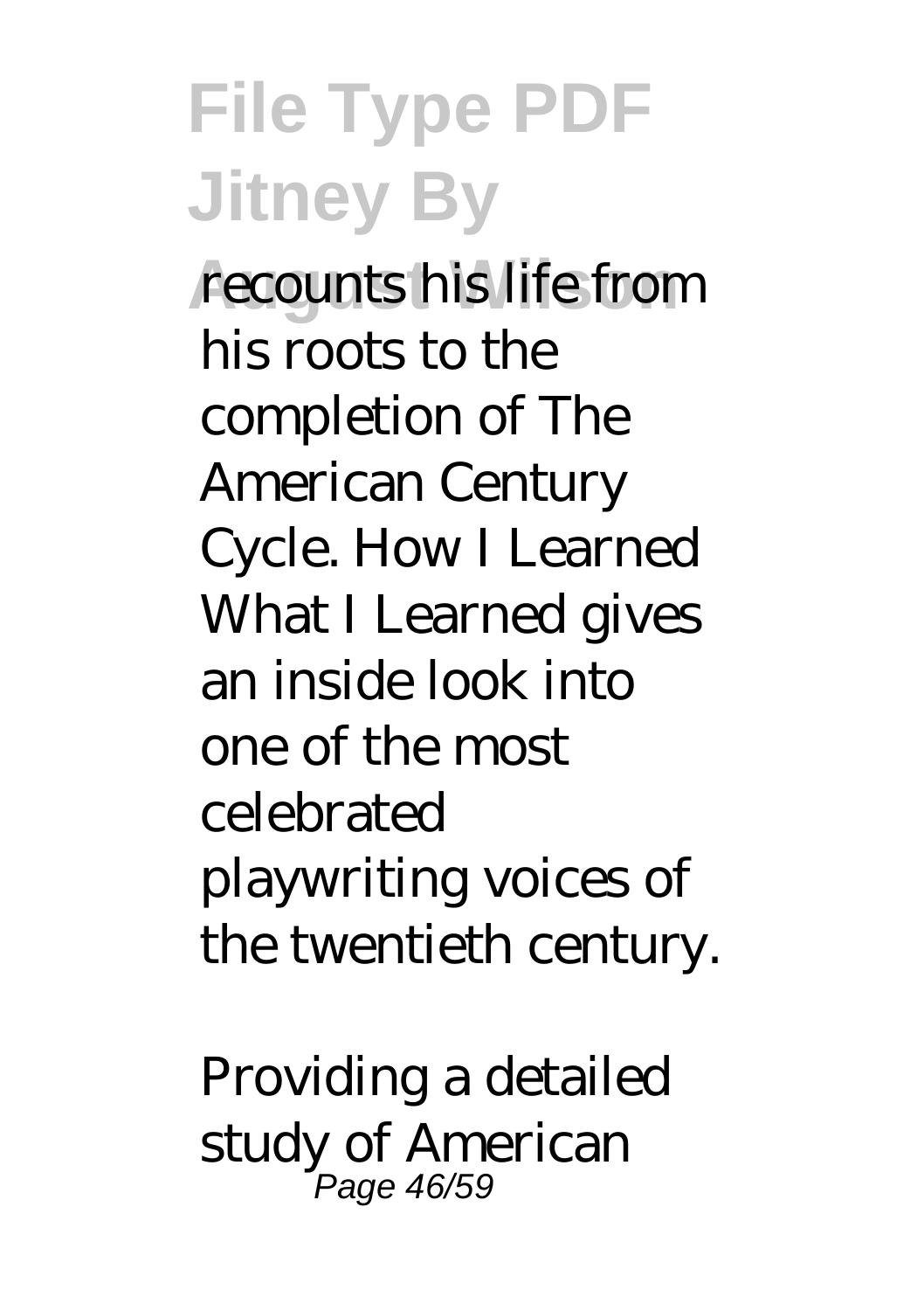recounts his life from his roots to the completion of The American Century Cycle. How I Learned What I Learned gives an inside look into one of the most celebrated playwriting voices of the twentieth century.

Providing a detailed study of American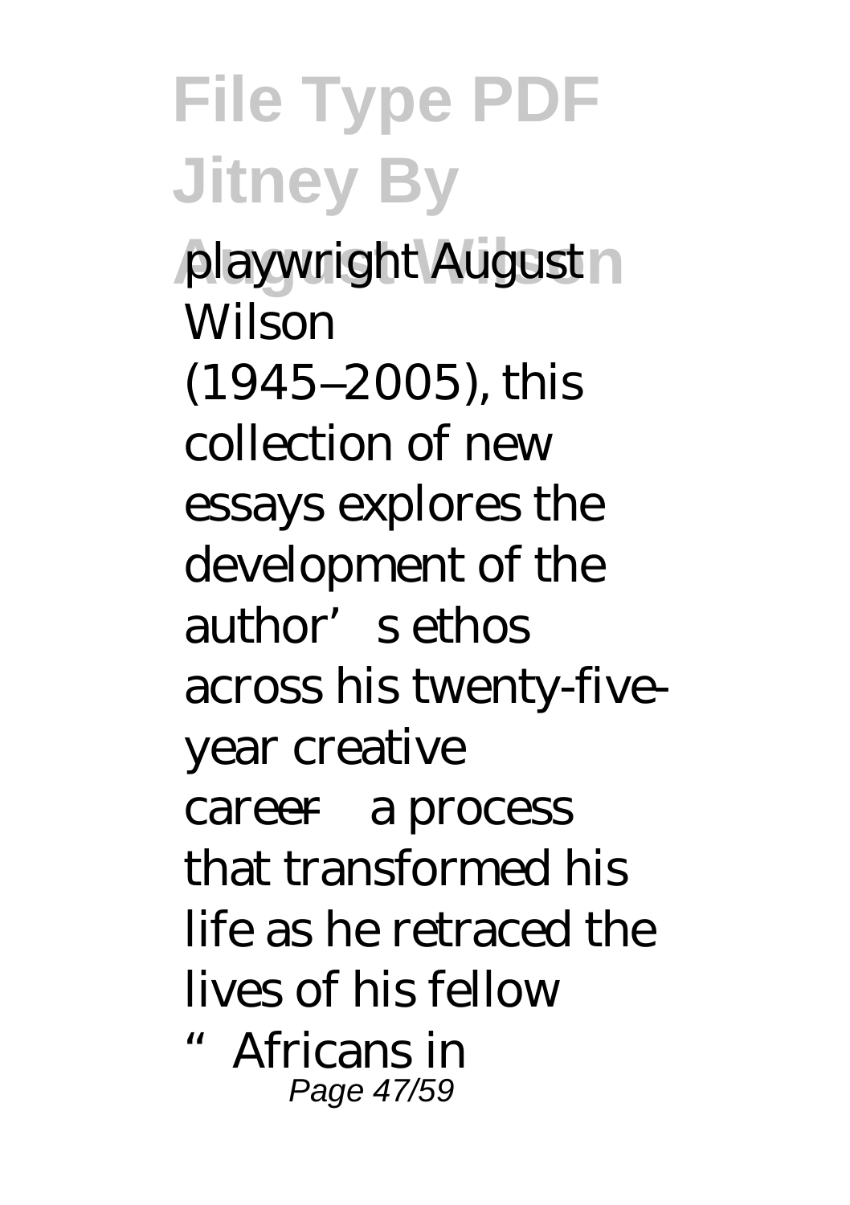playwright August Wilson (1945–2005), this collection of new essays explores the development of the author's ethos across his twenty-five-year creative career—a process that transformed his life as he retraced the lives of his fellow "Africans in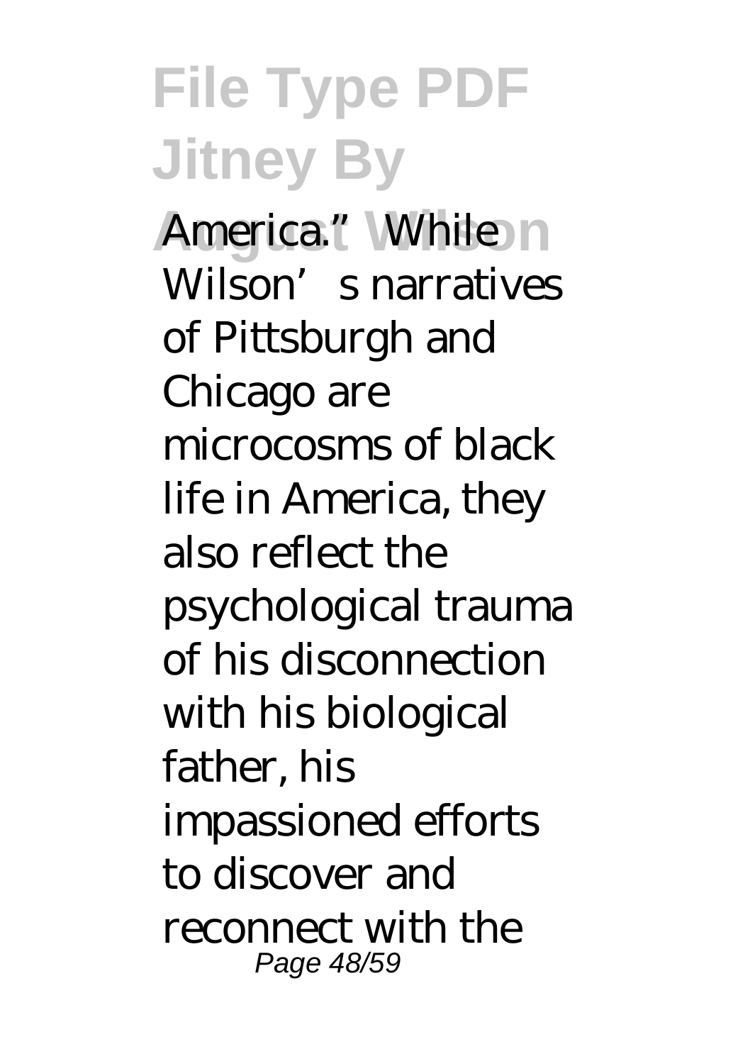America." While Wilson's narratives of Pittsburgh and Chicago are microcosms of black life in America, they also reflect the psychological trauma of his disconnection with his biological father, his impassioned efforts to discover and reconnect with the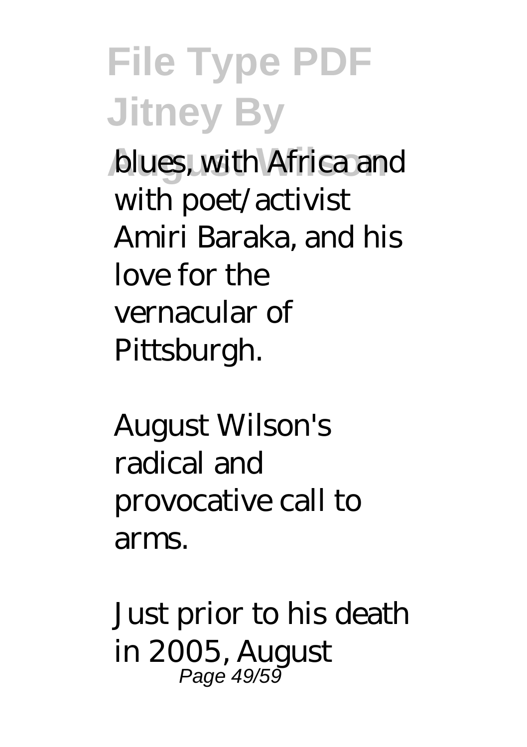blues, with Africa and with poet/activist Amiri Baraka, and his love for the vernacular of Pittsburgh.

August Wilson's radical and provocative call to arms.

Just prior to his death in 2005, August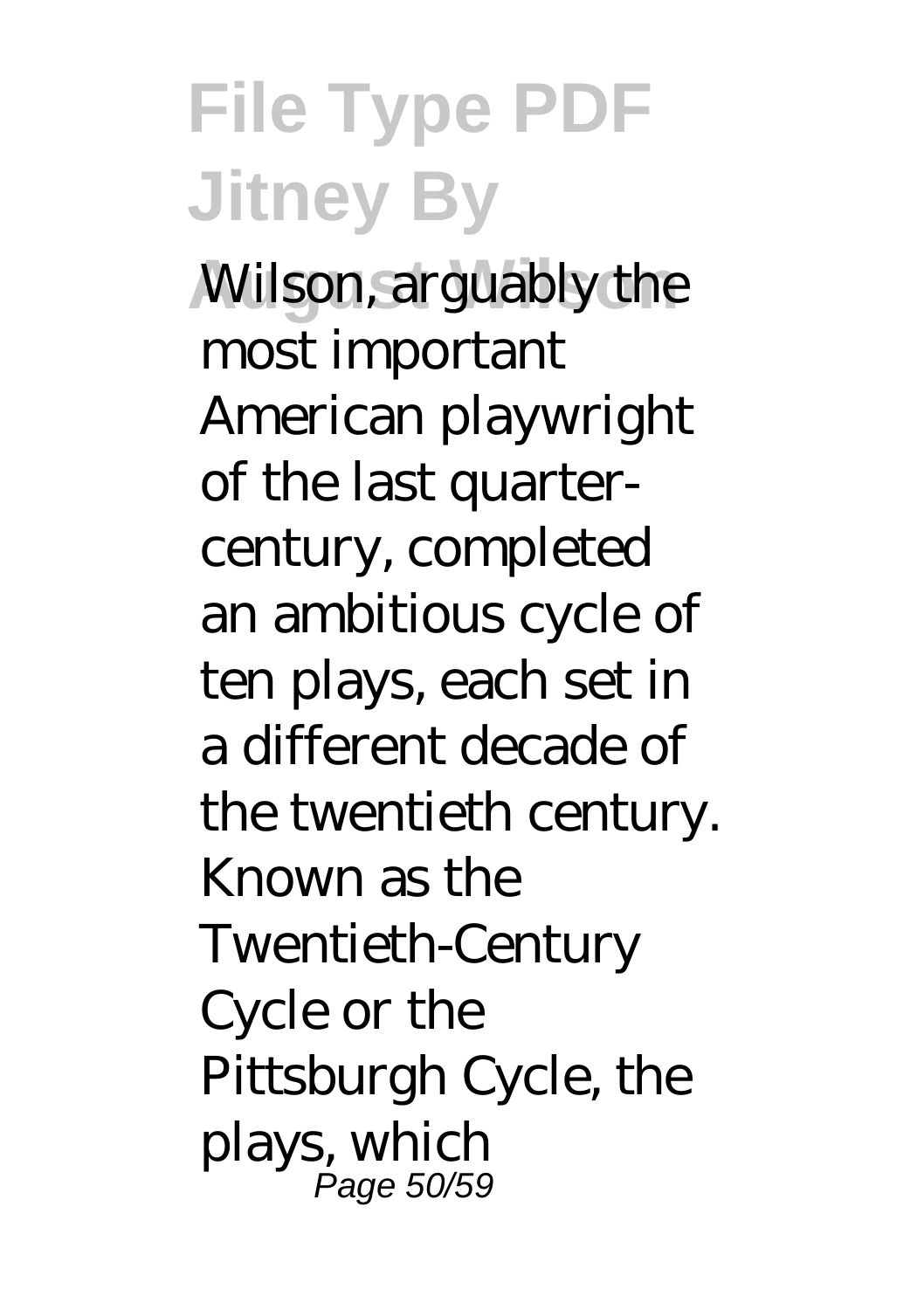Wilson, arguably the most important American playwright of the last quarter-century, completed an ambitious cycle of ten plays, each set in a different decade of the twentieth century. Known as the Twentieth-Century Cycle or the Pittsburgh Cycle, the plays, which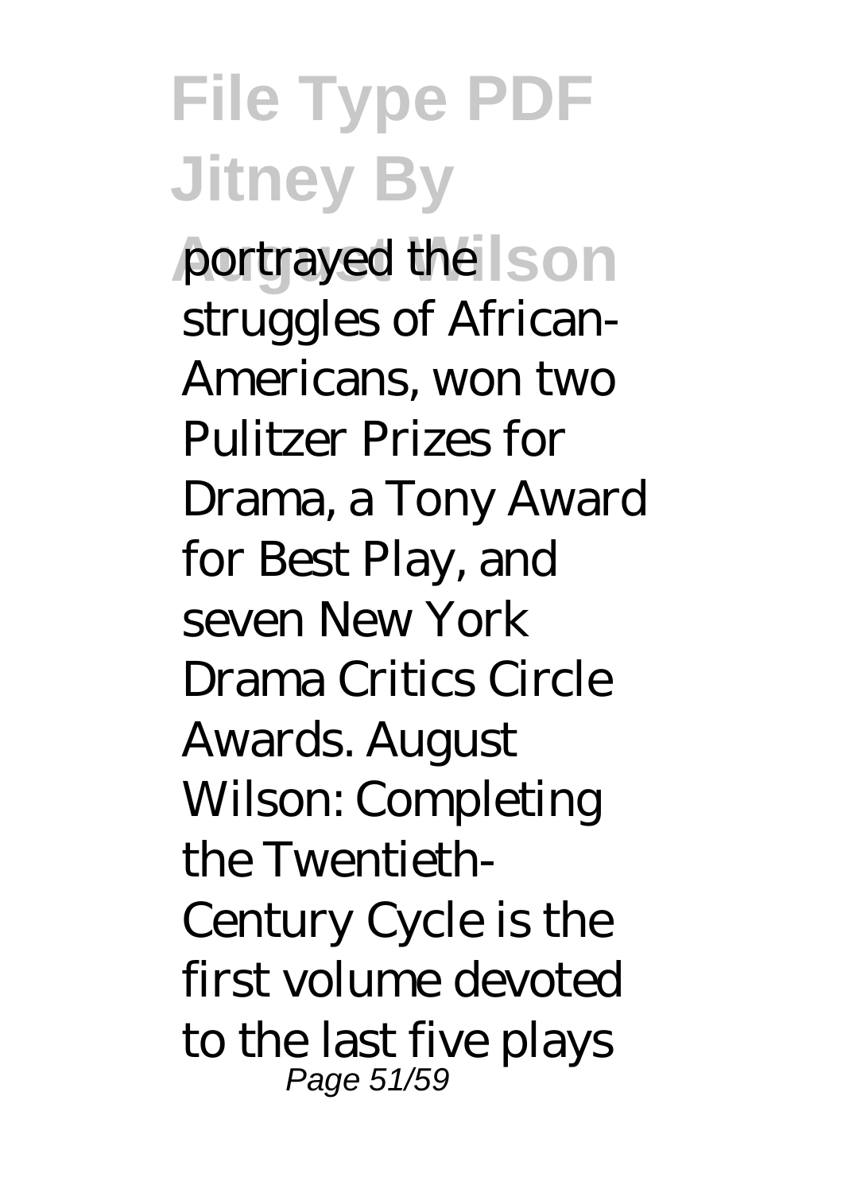portrayed the struggles of African-Americans, won two Pulitzer Prizes for Drama, a Tony Award for Best Play, and seven New York Drama Critics Circle Awards. August Wilson: Completing the Twentieth-Century Cycle is the first volume devoted to the last five plays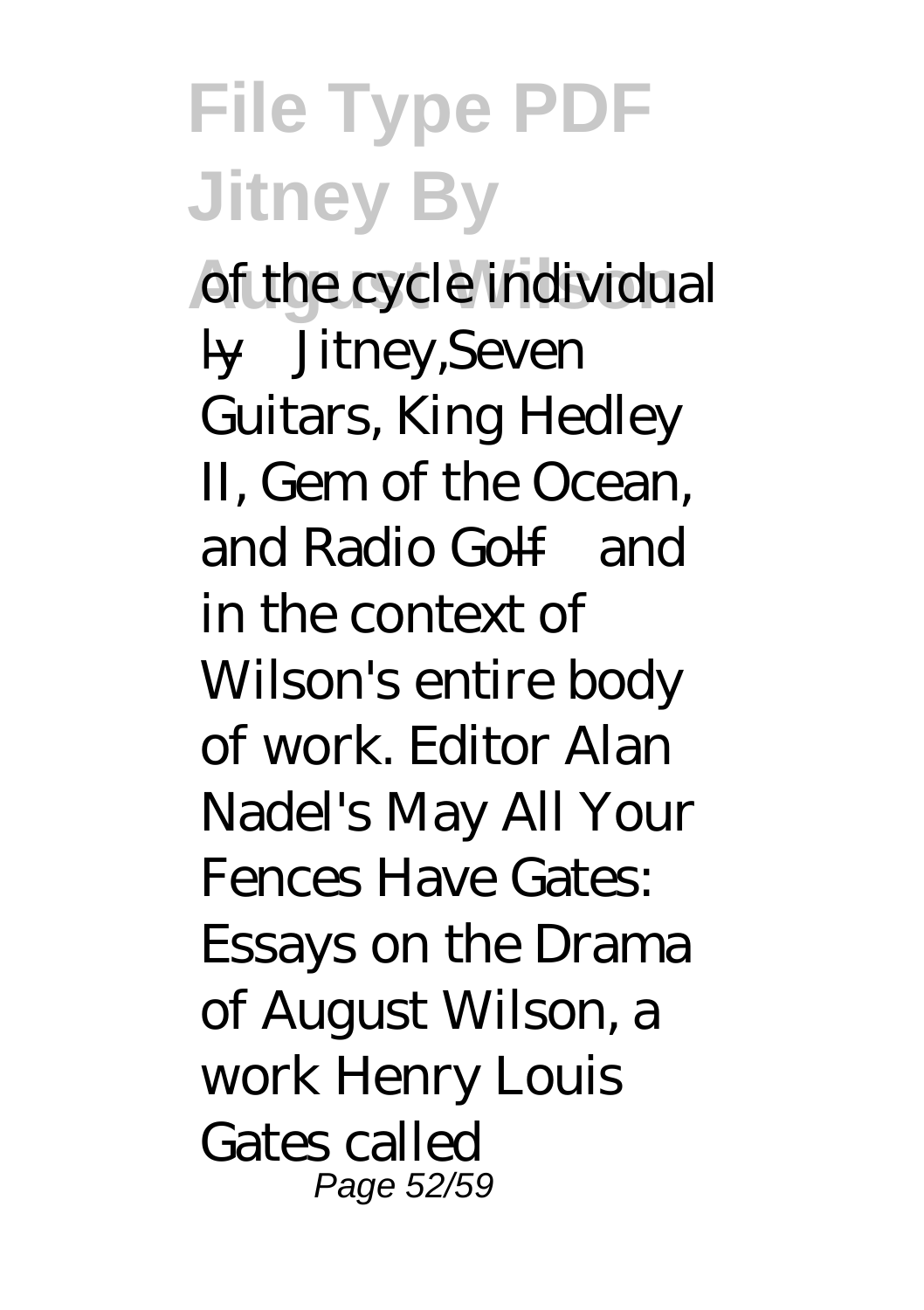of the cycle individual ly—Jitney,Seven Guitars, King Hedley II, Gem of the Ocean, and Radio Golf—and in the context of Wilson's entire body of work. Editor Alan Nadel's May All Your Fences Have Gates: Essays on the Drama of August Wilson, a work Henry Louis Gates called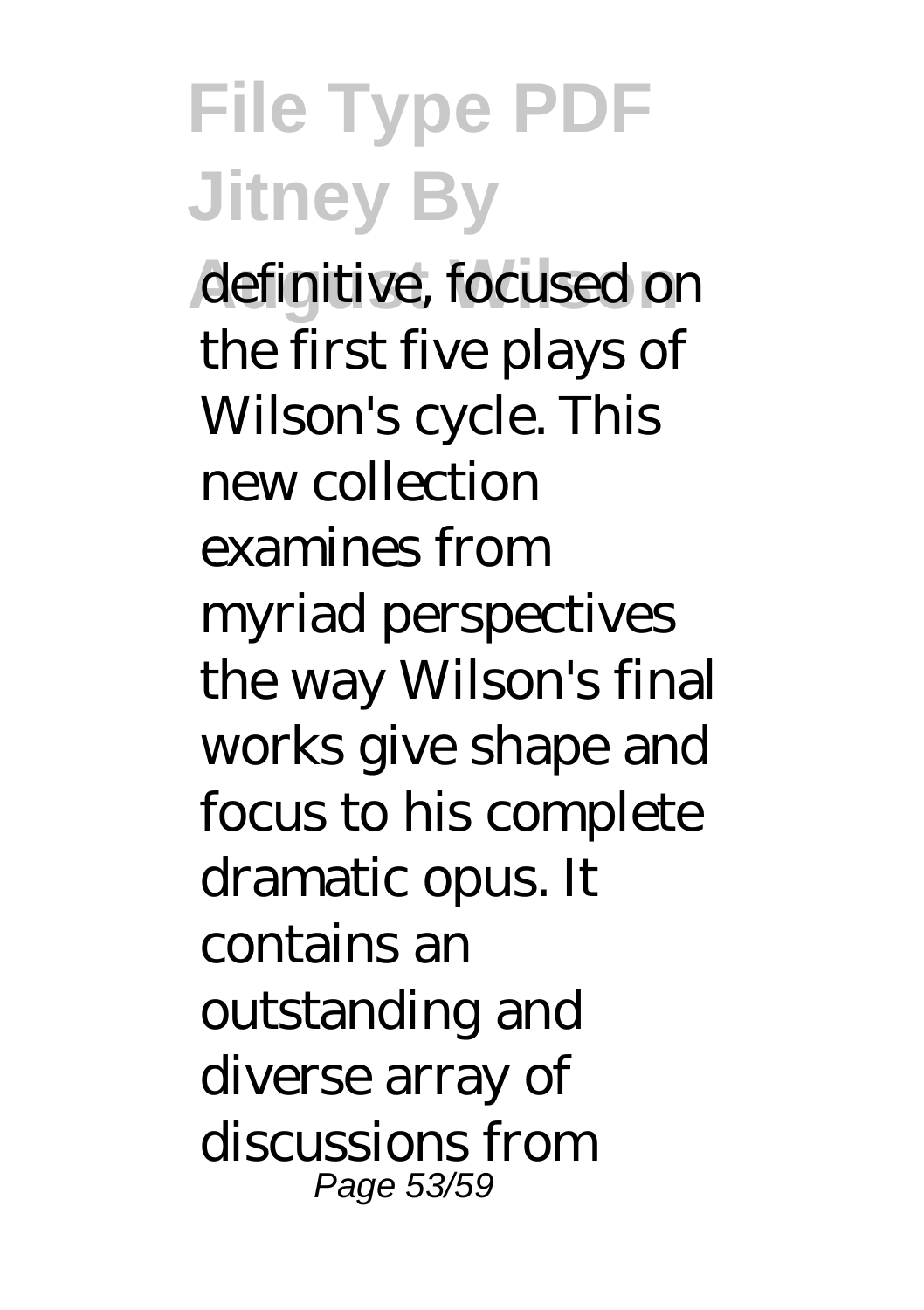definitive, focused on the first five plays of Wilson's cycle. This new collection examines from myriad perspectives the way Wilson's final works give shape and focus to his complete dramatic opus. It contains an outstanding and diverse array of discussions from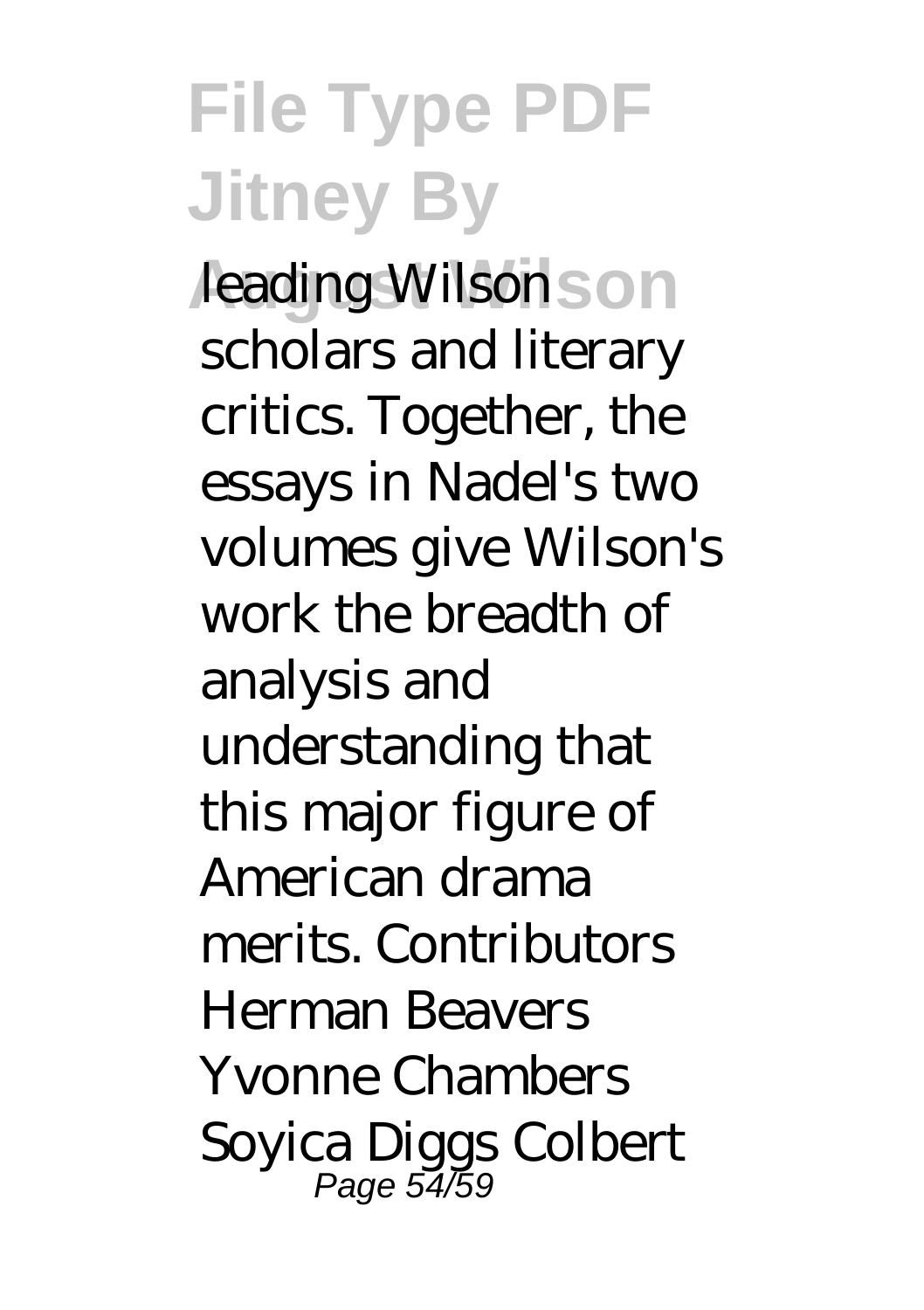leading Wilson scholars and literary critics. Together, the essays in Nadel's two volumes give Wilson's work the breadth of analysis and understanding that this major figure of American drama merits. Contributors Herman Beavers Yvonne Chambers Soyica Diggs Colbert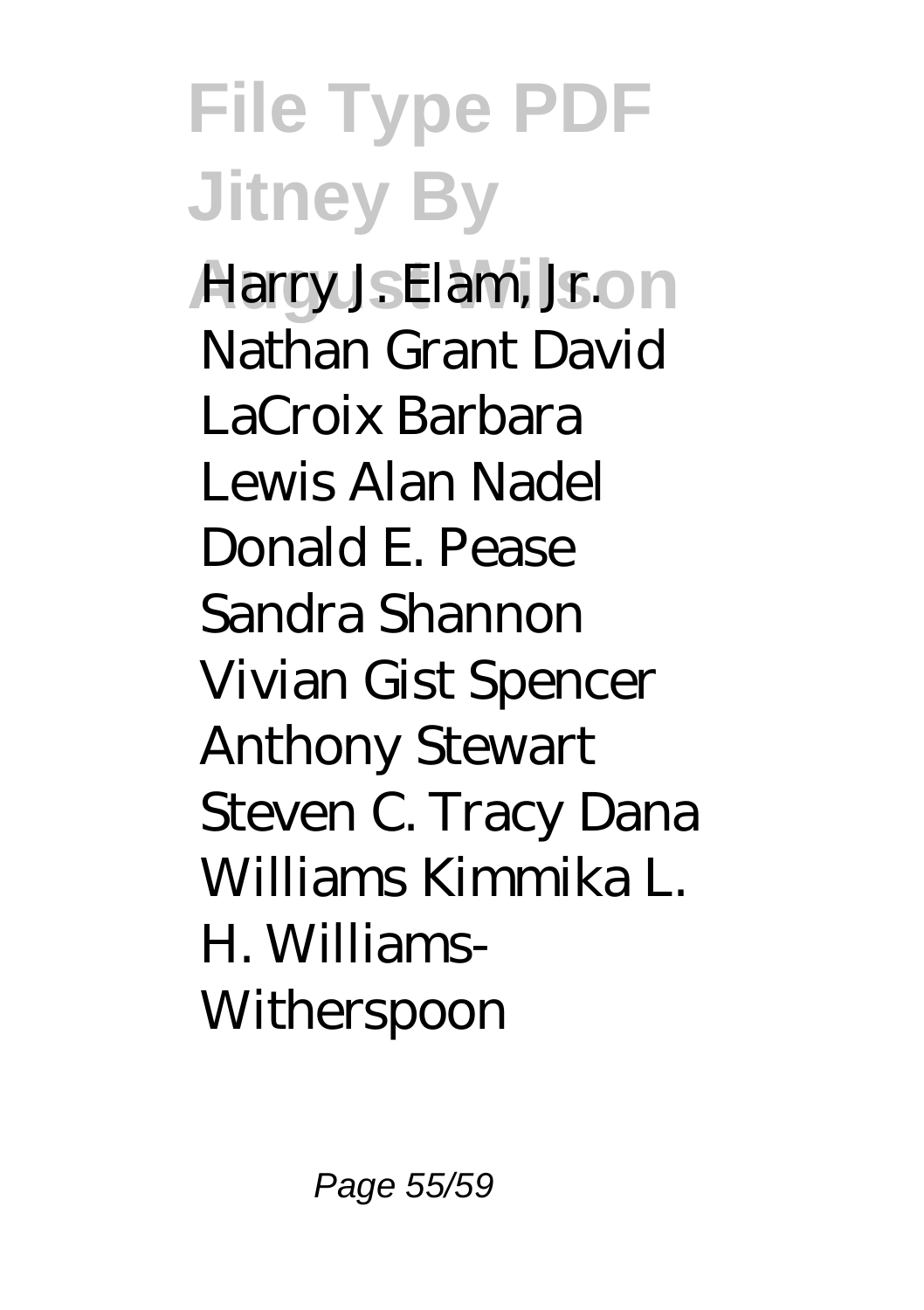Harry J. Elam, Jr. Nathan Grant David LaCroix Barbara Lewis Alan Nadel Donald E. Pease Sandra Shannon Vivian Gist Spencer Anthony Stewart Steven C. Tracy Dana Williams Kimmika L. H. Williams-Witherspoon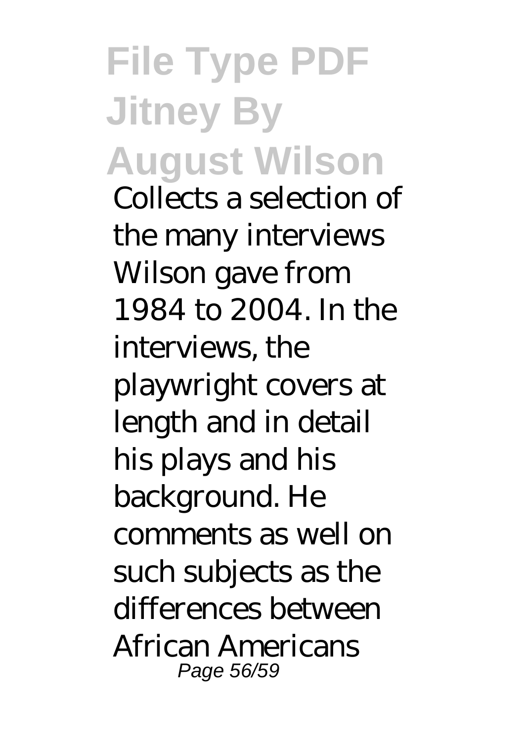Collects a selection of the many interviews Wilson gave from 1984 to 2004. In the interviews, the playwright covers at length and in detail his plays and his background. He comments as well on such subjects as the differences between African Americans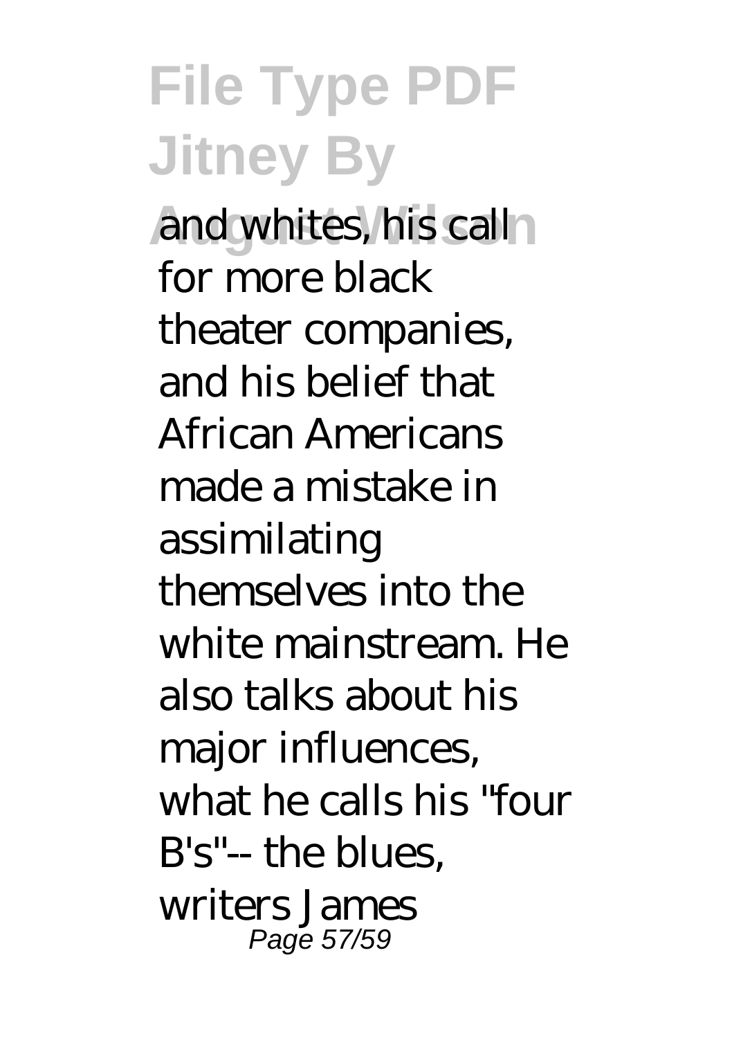and whites, his call for more black theater companies, and his belief that African Americans made a mistake in assimilating themselves into the white mainstream. He also talks about his major influences, what he calls his "four B's"-- the blues, writers James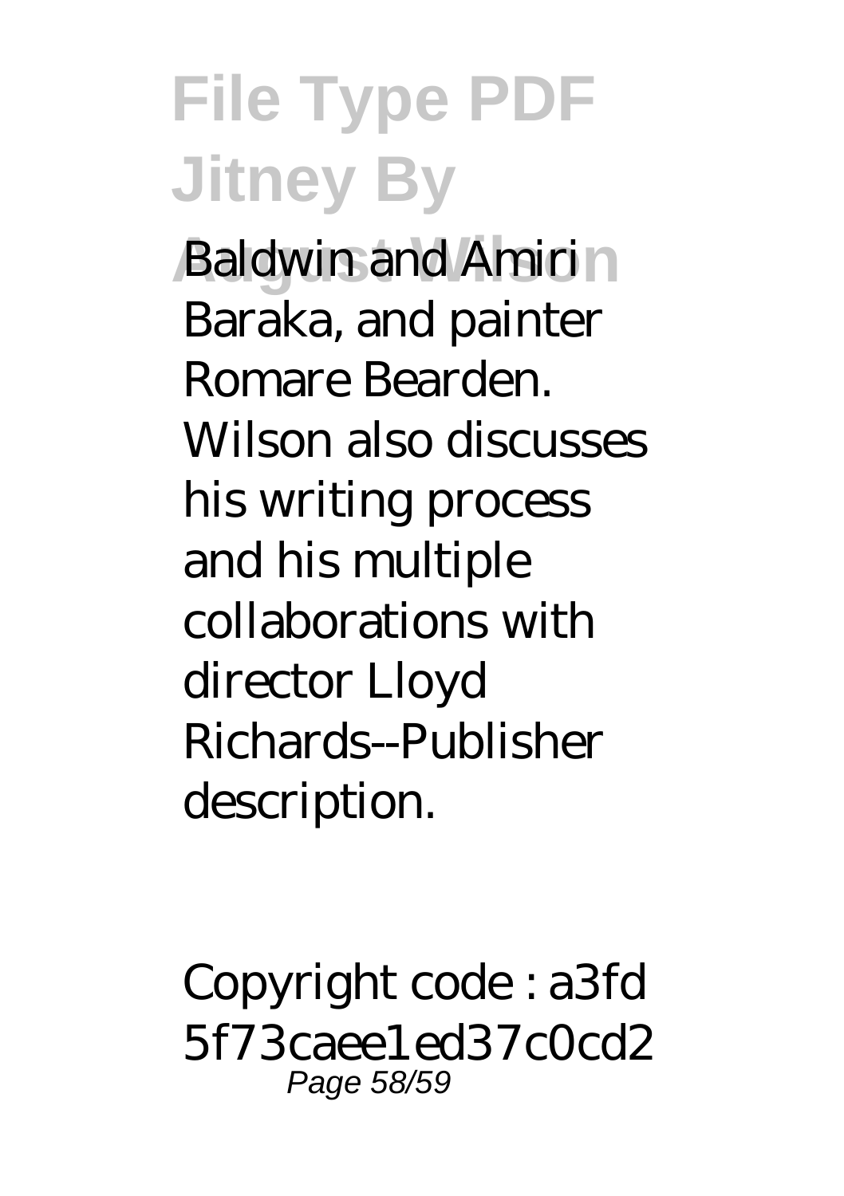Baldwin and Amiri Baraka, and painter Romare Bearden. Wilson also discusses his writing process and his multiple collaborations with director Lloyd Richards--Publisher description.

Copyright code : a3fd5f73caee1ed37c0cd2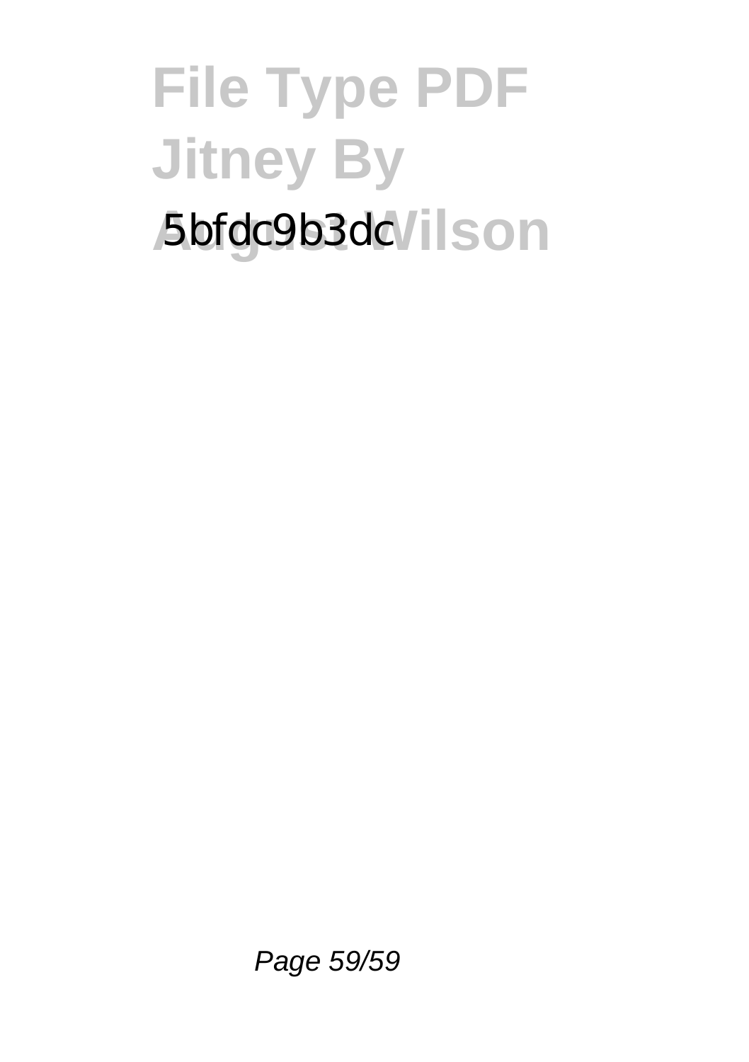5bfdc9b3dc